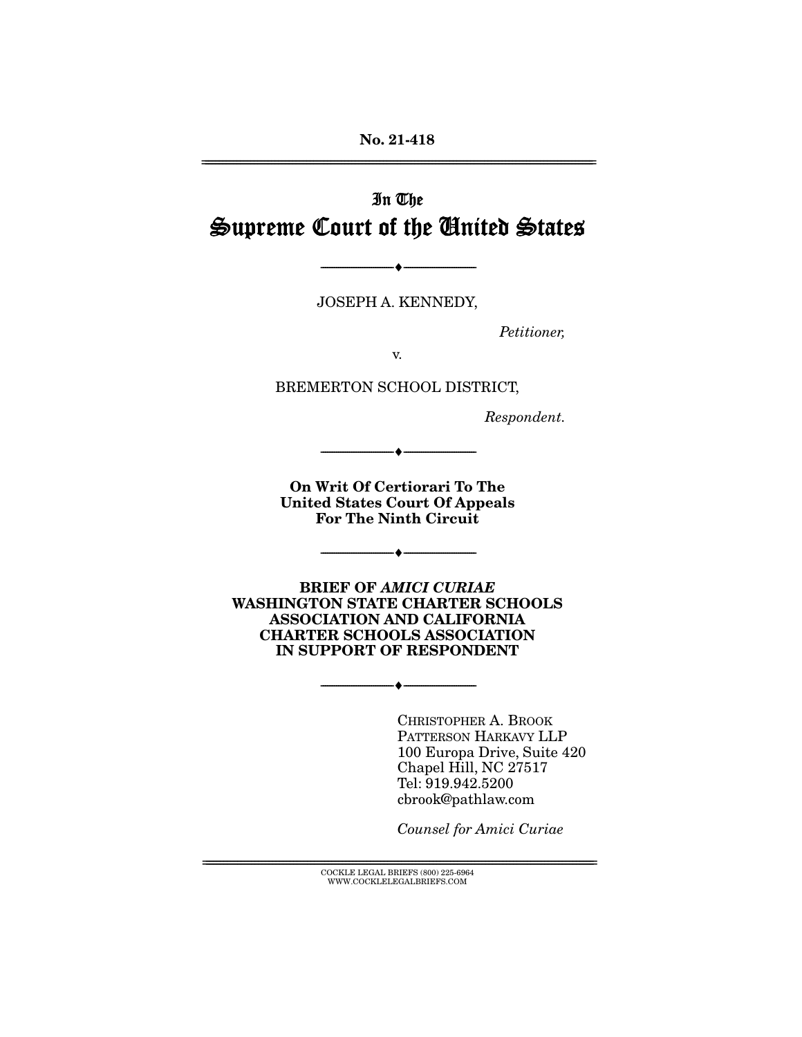No. 21-418

# In The Supreme Court of the United States

JOSEPH A. KENNEDY,

*Petitioner,*

v.

BREMERTON SCHOOL DISTRICT,

*Respondent.*

**On Writ Of Certiorari To The United States Court Of Appeals For The Ninth Circuit**

**BRIEF OF *AMICI CURIAE* WASHINGTON STATE CHARTER SCHOOLS ASSOCIATION AND CALIFORNIA CHARTER SCHOOLS ASSOCIATION IN SUPPORT OF RESPONDENT**

CHRISTOPHER A. BROOK
PATTERSON HARKAVY LLP
100 Europa Drive, Suite 420
Chapel Hill, NC 27517
Tel: 919.942.5200
cbrook@pathlaw.com

*Counsel for Amici Curiae*

COCKLE LEGAL BRIEFS (800) 225-6964
WWW.COCKLELEGALBRIEFS.COM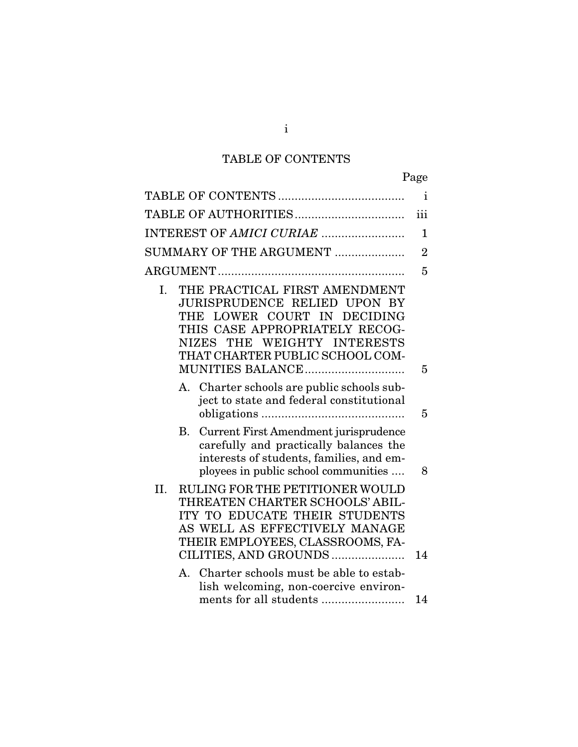# TABLE OF CONTENTS

| | Page |
|---|---|
| TABLE OF CONTENTS | i |
| TABLE OF AUTHORITIES | iii |
| INTEREST OF *AMICI CURIAE* | 1 |
| SUMMARY OF THE ARGUMENT | 2 |
| ARGUMENT | 5 |
| I. THE PRACTICAL FIRST AMENDMENT JURISPRUDENCE RELIED UPON BY THE LOWER COURT IN DECIDING THIS CASE APPROPRIATELY RECOGNIZES THE WEIGHTY INTERESTS THAT CHARTER PUBLIC SCHOOL COMMUNITIES BALANCE | 5 |
| A. Charter schools are public schools subject to state and federal constitutional obligations | 5 |
| B. Current First Amendment jurisprudence carefully and practically balances the interests of students, families, and employees in public school communities | 8 |
| II. RULING FOR THE PETITIONER WOULD THREATEN CHARTER SCHOOLS' ABILITY TO EDUCATE THEIR STUDENTS AS WELL AS EFFECTIVELY MANAGE THEIR EMPLOYEES, CLASSROOMS, FACILITIES, AND GROUNDS | 14 |
| A. Charter schools must be able to establish welcoming, non-coercive environments for all students | 14 |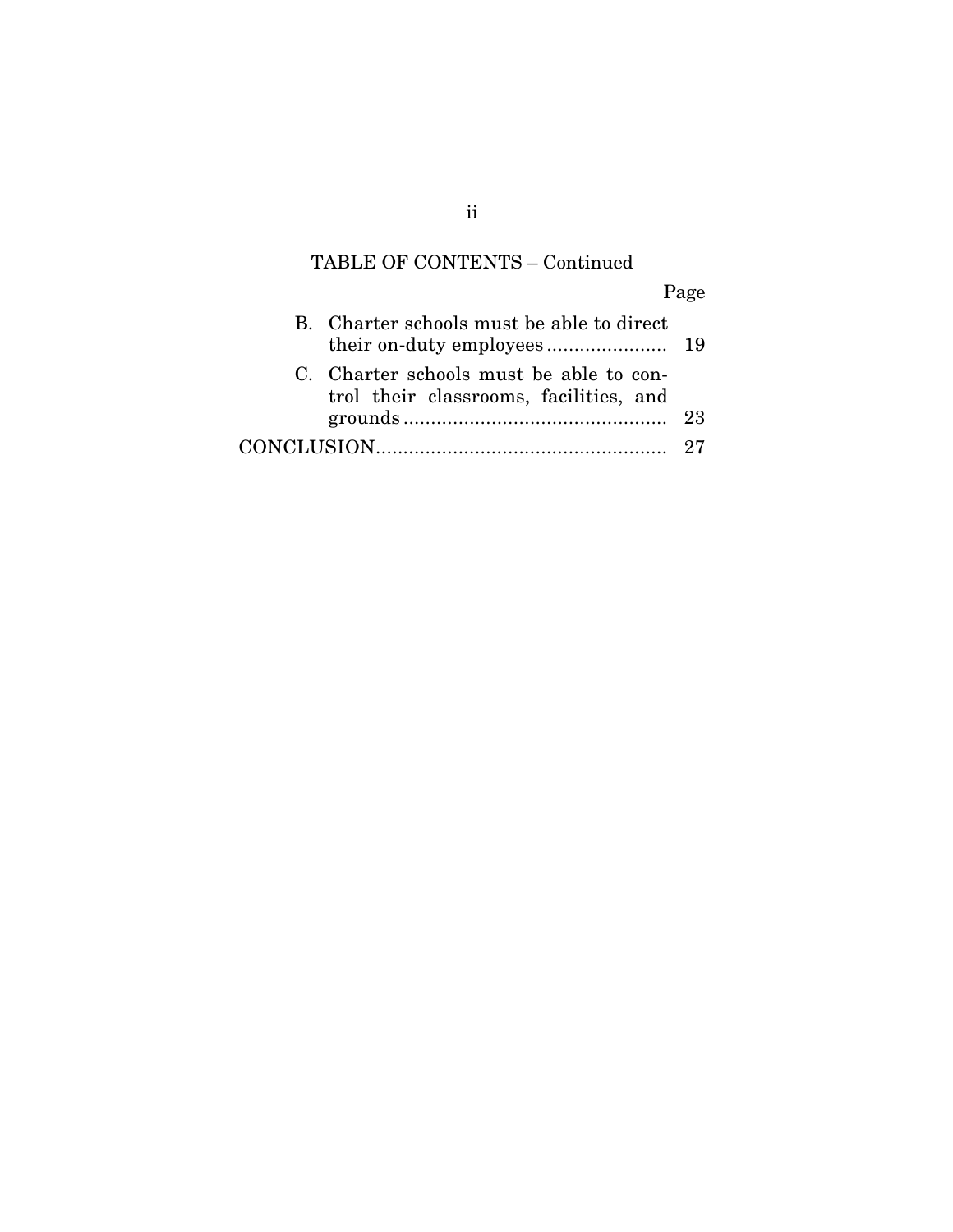## TABLE OF CONTENTS – Continued

| | Page |
|---|---|
| B. Charter schools must be able to direct their on-duty employees | 19 |
| C. Charter schools must be able to control their classrooms, facilities, and grounds | 23 |
| CONCLUSION | 27 |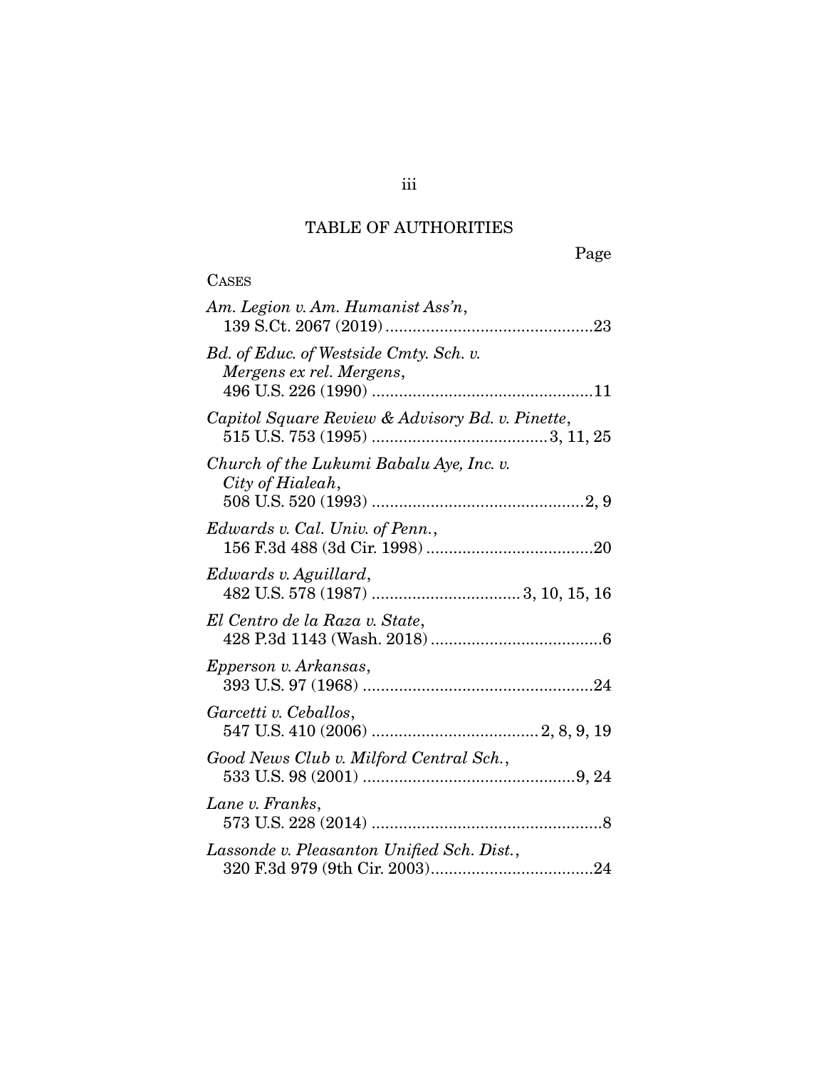## TABLE OF AUTHORITIES

Page

CASES

*Am. Legion v. Am. Humanist Ass'n*, 139 S.Ct. 2067 (2019) .............................................23

*Bd. of Educ. of Westside Cmty. Sch. v. Mergens ex rel. Mergens*, 496 U.S. 226 (1990) .................................................11

*Capitol Square Review & Advisory Bd. v. Pinette*, 515 U.S. 753 (1995) .......................................3, 11, 25

*Church of the Lukumi Babalu Aye, Inc. v. City of Hialeah*, 508 U.S. 520 (1993) ...............................................2, 9

*Edwards v. Cal. Univ. of Penn.*, 156 F.3d 488 (3d Cir. 1998) .....................................20

*Edwards v. Aguillard*, 482 U.S. 578 (1987) ................................. 3, 10, 15, 16

*El Centro de la Raza v. State*, 428 P.3d 1143 (Wash. 2018) ......................................6

*Epperson v. Arkansas*, 393 U.S. 97 (1968) ...................................................24

*Garcetti v. Ceballos*, 547 U.S. 410 (2006) .....................................2, 8, 9, 19

*Good News Club v. Milford Central Sch.*, 533 U.S. 98 (2001) ...............................................9, 24

*Lane v. Franks*, 573 U.S. 228 (2014) ...................................................8

*Lassonde v. Pleasanton Unified Sch. Dist.*, 320 F.3d 979 (9th Cir. 2003)....................................24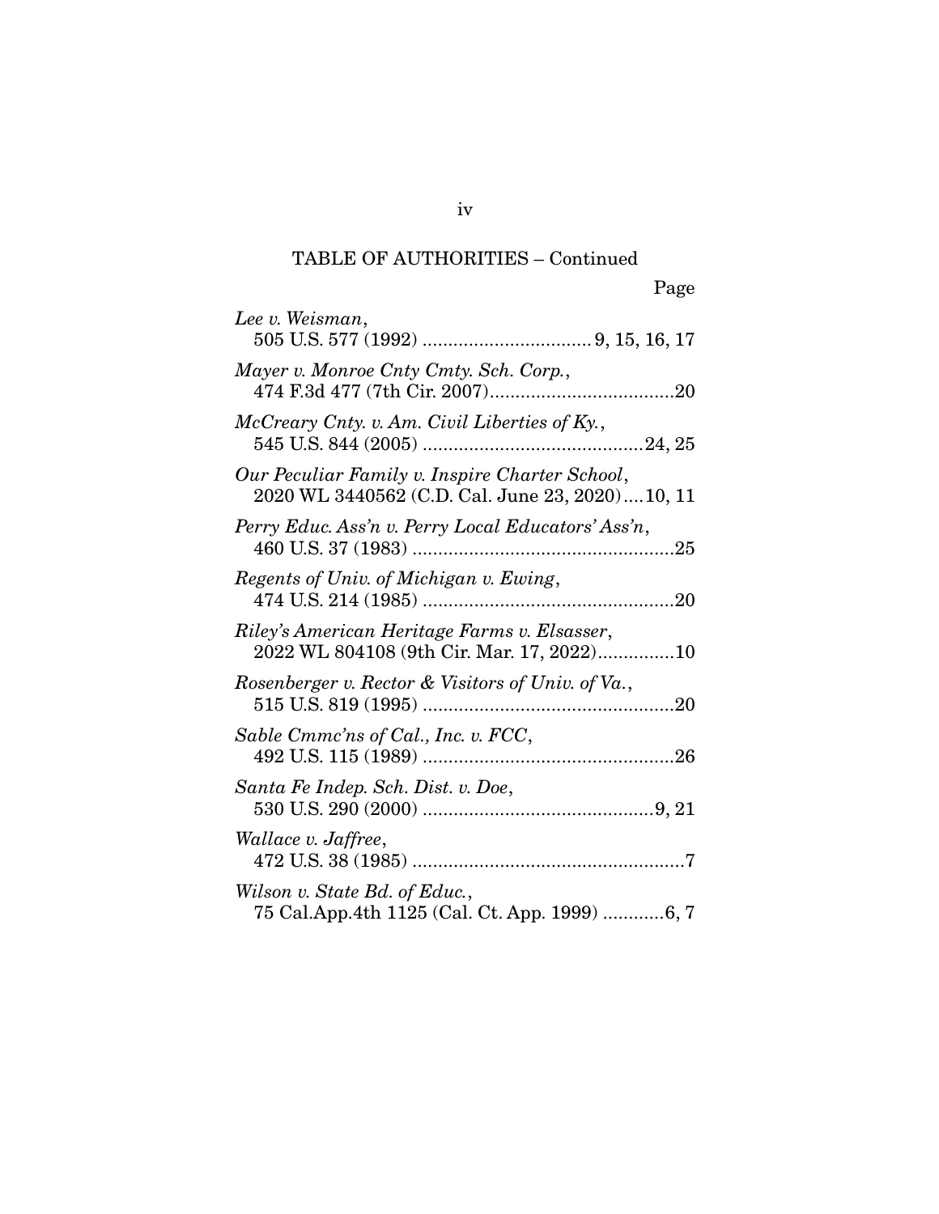TABLE OF AUTHORITIES – Continued

Page

*Lee v. Weisman*,
505 U.S. 577 (1992) ................................ 9, 15, 16, 17

*Mayer v. Monroe Cnty Cmty. Sch. Corp.*,
474 F.3d 477 (7th Cir. 2007)....................................20

*McCreary Cnty. v. Am. Civil Liberties of Ky.*,
545 U.S. 844 (2005) ...........................................24, 25

*Our Peculiar Family v. Inspire Charter School*,
2020 WL 3440562 (C.D. Cal. June 23, 2020)....10, 11

*Perry Educ. Ass'n v. Perry Local Educators' Ass'n*,
460 U.S. 37 (1983) ...................................................25

*Regents of Univ. of Michigan v. Ewing*,
474 U.S. 214 (1985) .................................................20

*Riley's American Heritage Farms v. Elsasser*,
2022 WL 804108 (9th Cir. Mar. 17, 2022)...............10

*Rosenberger v. Rector & Visitors of Univ. of Va.*,
515 U.S. 819 (1995) .................................................20

*Sable Cmmc'ns of Cal., Inc. v. FCC*,
492 U.S. 115 (1989) .................................................26

*Santa Fe Indep. Sch. Dist. v. Doe*,
530 U.S. 290 (2000) .............................................9, 21

*Wallace v. Jaffree*,
472 U.S. 38 (1985) .....................................................7

*Wilson v. State Bd. of Educ.*,
75 Cal.App.4th 1125 (Cal. Ct. App. 1999) ............6, 7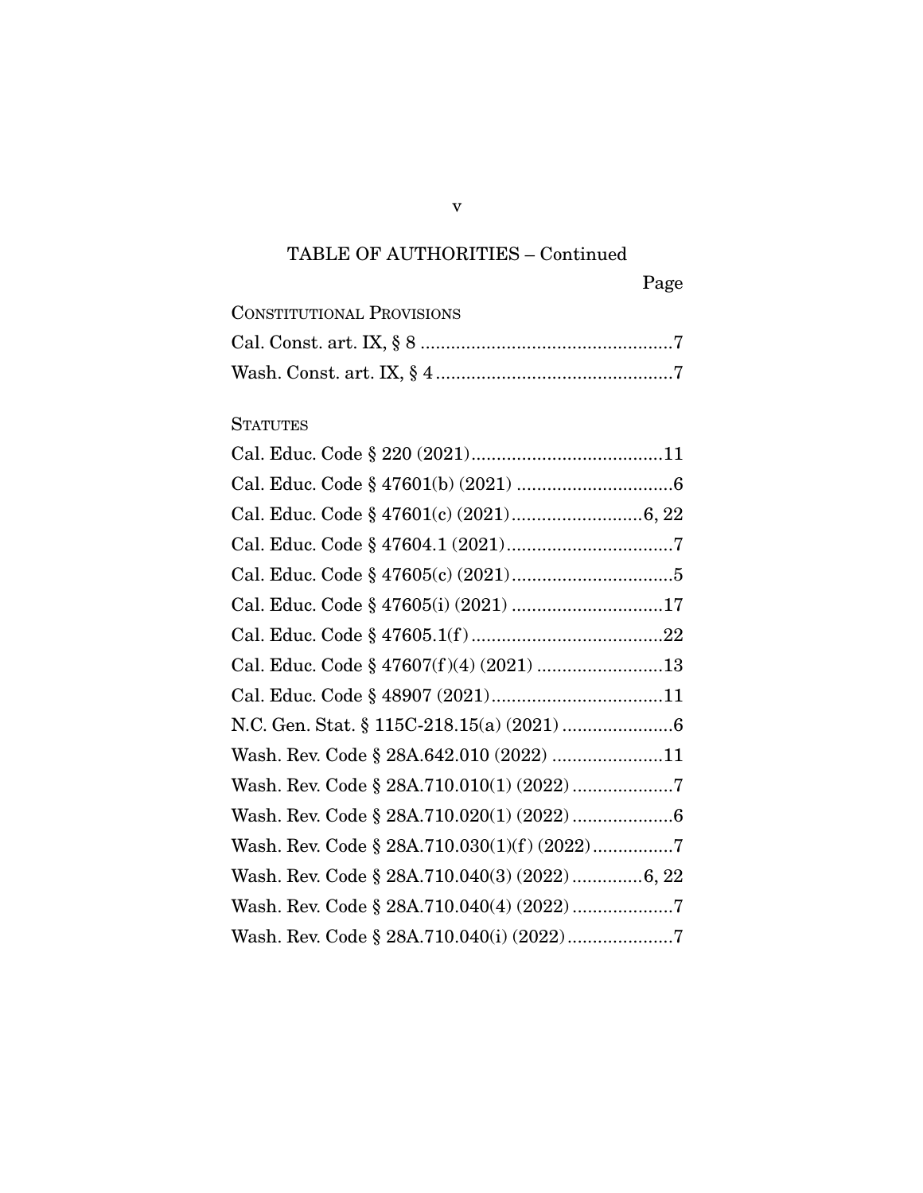## TABLE OF AUTHORITIES – Continued

Page

CONSTITUTIONAL PROVISIONS

Cal. Const. art. IX, § 8 ....................................................7

Wash. Const. art. IX, § 4 ..................................................7

STATUTES

Cal. Educ. Code § 220 (2021)........................................11

Cal. Educ. Code § 47601(b) (2021) .................................6

Cal. Educ. Code § 47601(c) (2021)...........................6, 22

Cal. Educ. Code § 47604.1 (2021)...................................7

Cal. Educ. Code § 47605(c) (2021)..................................5

Cal. Educ. Code § 47605(i) (2021) ................................17

Cal. Educ. Code § 47605.1(f) ........................................22

Cal. Educ. Code § 47607(f)(4) (2021) ...........................13

Cal. Educ. Code § 48907 (2021)....................................11

N.C. Gen. Stat. § 115C-218.15(a) (2021) ........................6

Wash. Rev. Code § 28A.642.010 (2022) ........................11

Wash. Rev. Code § 28A.710.010(1) (2022) ......................7

Wash. Rev. Code § 28A.710.020(1) (2022) ......................6

Wash. Rev. Code § 28A.710.030(1)(f) (2022)..................7

Wash. Rev. Code § 28A.710.040(3) (2022) ..............6, 22

Wash. Rev. Code § 28A.710.040(4) (2022) ......................7

Wash. Rev. Code § 28A.710.040(i) (2022).......................7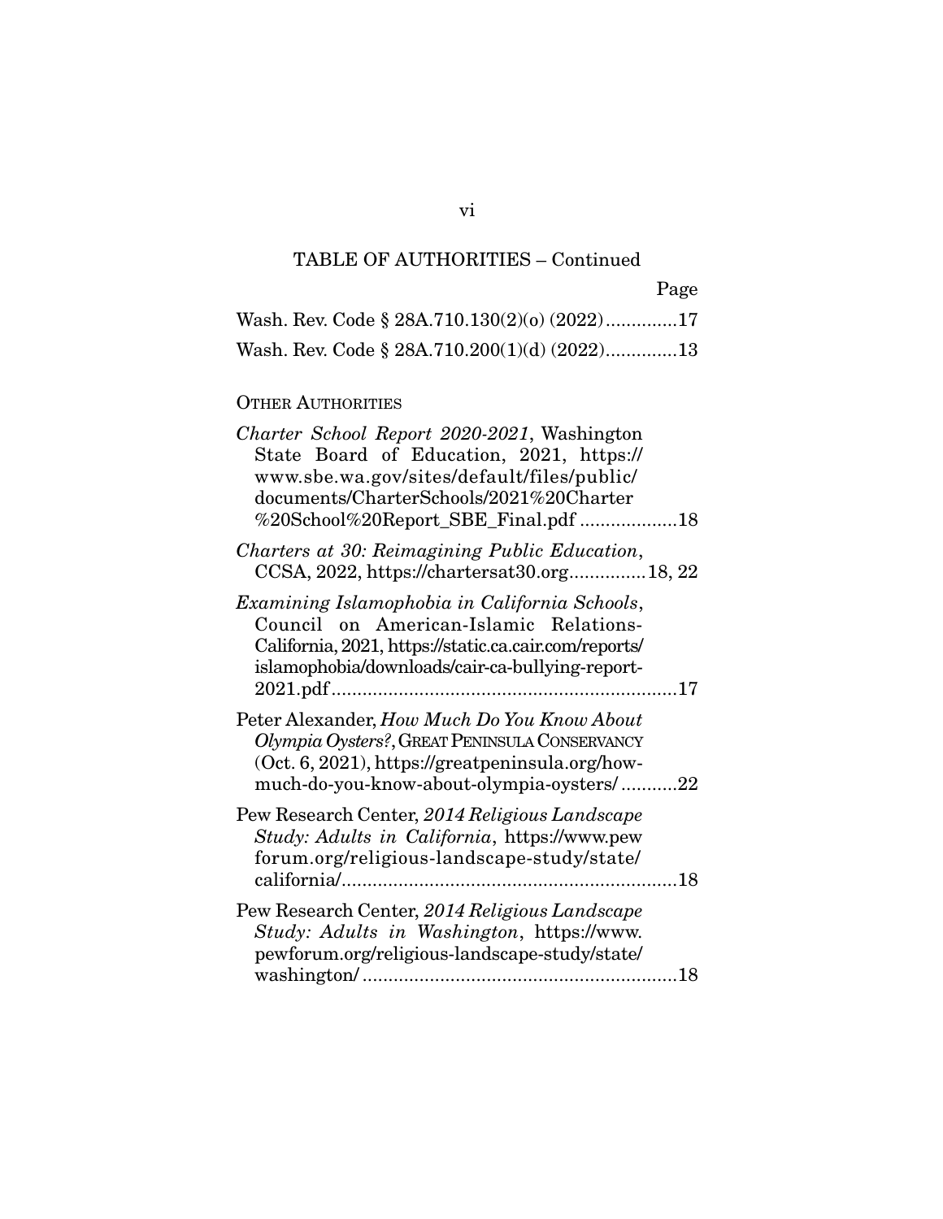TABLE OF AUTHORITIES – Continued

Page

Wash. Rev. Code § 28A.710.130(2)(o) (2022)..............17

Wash. Rev. Code § 28A.710.200(1)(d) (2022)..............13

OTHER AUTHORITIES

*Charter School Report 2020-2021*, Washington State Board of Education, 2021, https://www.sbe.wa.gov/sites/default/files/public/documents/CharterSchools/2021%20Charter%20School%20Report_SBE_Final.pdf ...................18

*Charters at 30: Reimagining Public Education*, CCSA, 2022, https://chartersat30.org...............18, 22

*Examining Islamophobia in California Schools*, Council on American-Islamic Relations-California, 2021, https://static.ca.cair.com/reports/islamophobia/downloads/cair-ca-bullying-report-2021.pdf....................................................................17

Peter Alexander, *How Much Do You Know About Olympia Oysters?*, GREAT PENINSULA CONSERVANCY (Oct. 6, 2021), https://greatpeninsula.org/how-much-do-you-know-about-olympia-oysters/...........22

Pew Research Center, *2014 Religious Landscape Study: Adults in California*, https://www.pewforum.org/religious-landscape-study/state/california/.................................................................18

Pew Research Center, *2014 Religious Landscape Study: Adults in Washington*, https://www.pewforum.org/religious-landscape-study/state/washington/.............................................................18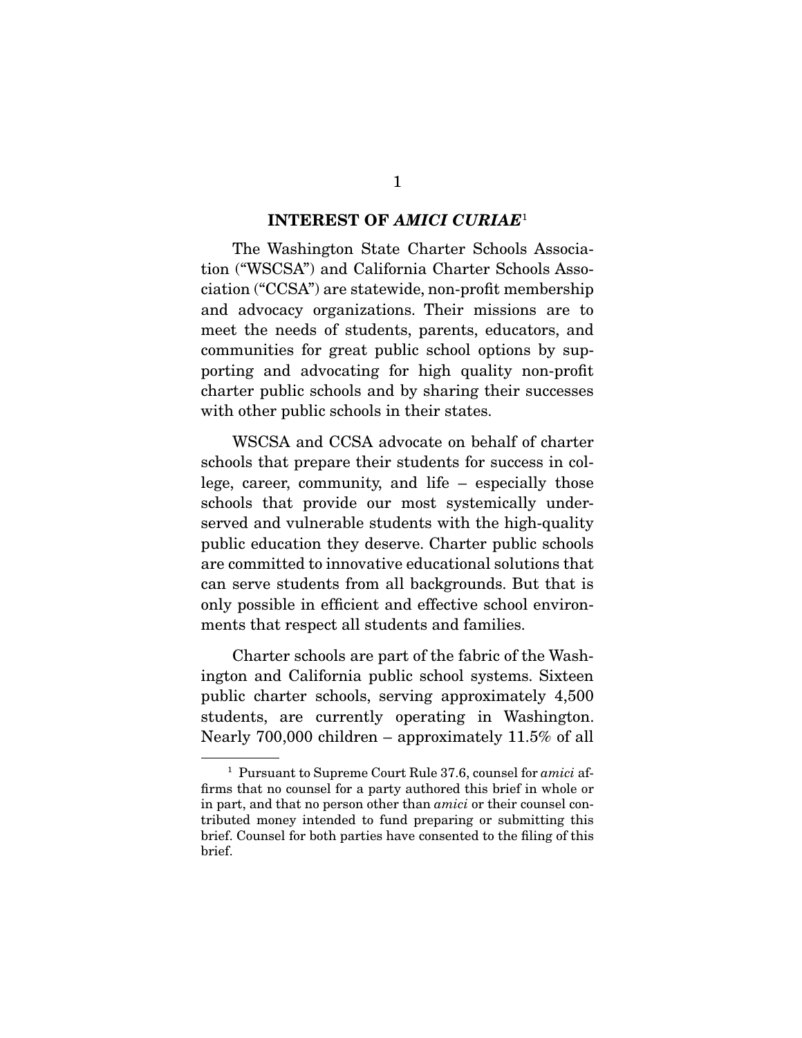## INTEREST OF *AMICI CURIAE*[1]

The Washington State Charter Schools Association ("WSCSA") and California Charter Schools Association ("CCSA") are statewide, non-profit membership and advocacy organizations. Their missions are to meet the needs of students, parents, educators, and communities for great public school options by supporting and advocating for high quality non-profit charter public schools and by sharing their successes with other public schools in their states.

WSCSA and CCSA advocate on behalf of charter schools that prepare their students for success in college, career, community, and life – especially those schools that provide our most systemically underserved and vulnerable students with the high-quality public education they deserve. Charter public schools are committed to innovative educational solutions that can serve students from all backgrounds. But that is only possible in efficient and effective school environments that respect all students and families.

Charter schools are part of the fabric of the Washington and California public school systems. Sixteen public charter schools, serving approximately 4,500 students, are currently operating in Washington. Nearly 700,000 children – approximately 11.5% of all

---

[1] Pursuant to Supreme Court Rule 37.6, counsel for *amici* affirms that no counsel for a party authored this brief in whole or in part, and that no person other than *amici* or their counsel contributed money intended to fund preparing or submitting this brief. Counsel for both parties have consented to the filing of this brief.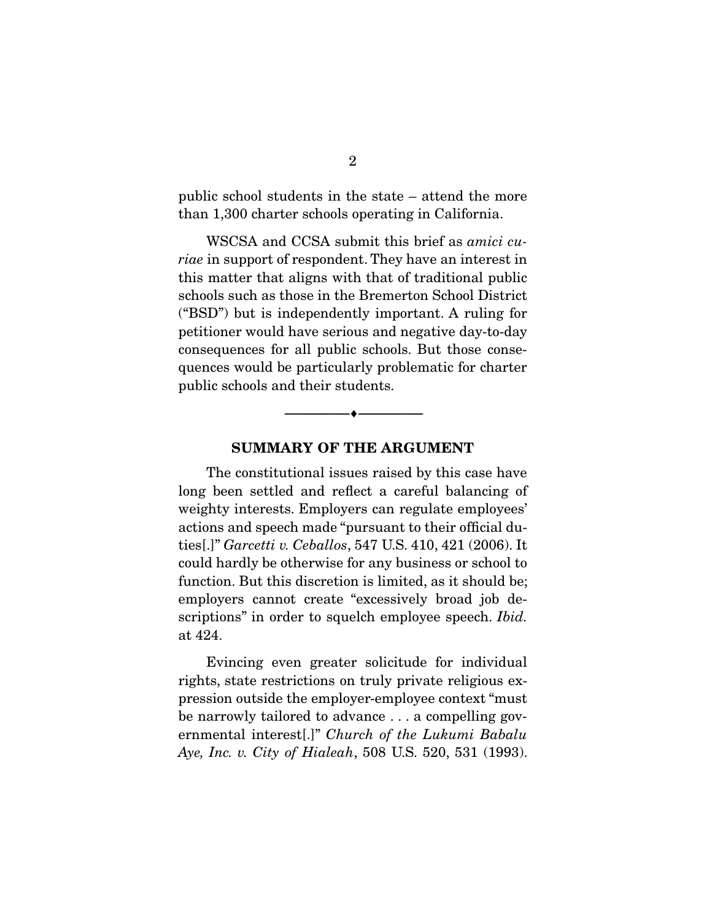public school students in the state – attend the more than 1,300 charter schools operating in California.

WSCSA and CCSA submit this brief as *amici curiae* in support of respondent. They have an interest in this matter that aligns with that of traditional public schools such as those in the Bremerton School District ("BSD") but is independently important. A ruling for petitioner would have serious and negative day-to-day consequences for all public schools. But those consequences would be particularly problematic for charter public schools and their students.

---

## SUMMARY OF THE ARGUMENT

The constitutional issues raised by this case have long been settled and reflect a careful balancing of weighty interests. Employers can regulate employees' actions and speech made "pursuant to their official duties[.]" *Garcetti v. Ceballos*, 547 U.S. 410, 421 (2006). It could hardly be otherwise for any business or school to function. But this discretion is limited, as it should be; employers cannot create "excessively broad job descriptions" in order to squelch employee speech. *Ibid.* at 424.

Evincing even greater solicitude for individual rights, state restrictions on truly private religious expression outside the employer-employee context "must be narrowly tailored to advance . . . a compelling governmental interest[.]" *Church of the Lukumi Babalu Aye, Inc. v. City of Hialeah*, 508 U.S. 520, 531 (1993).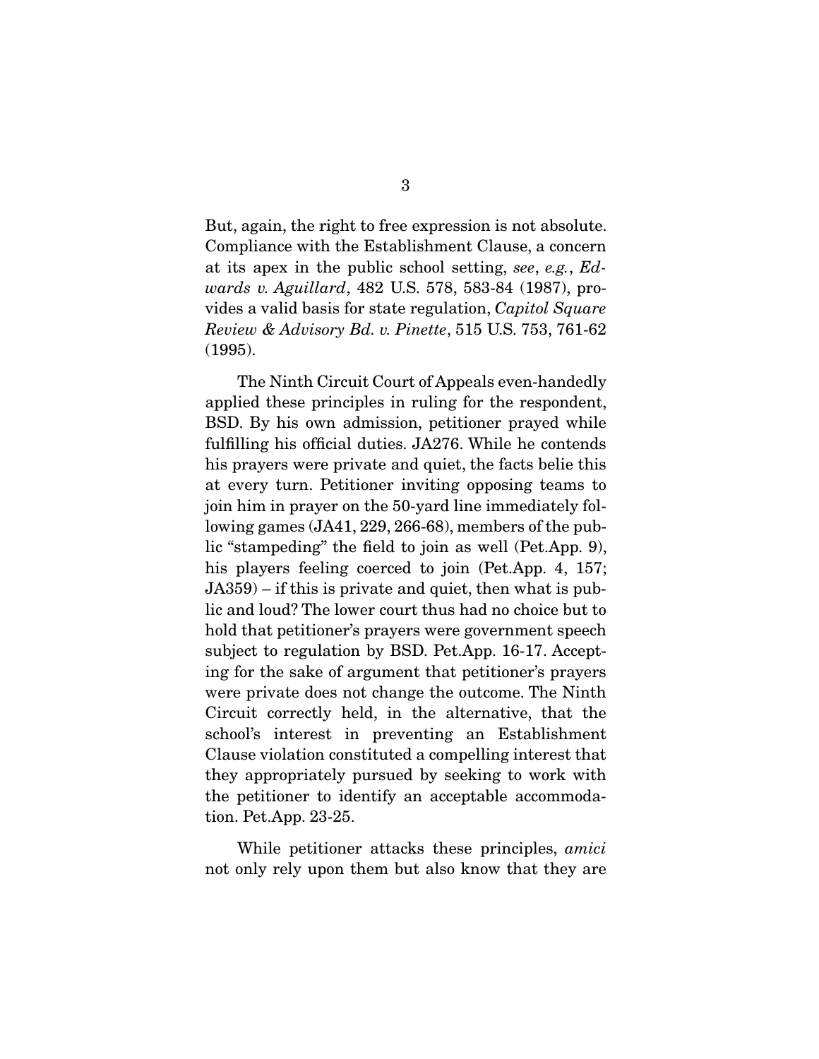But, again, the right to free expression is not absolute. Compliance with the Establishment Clause, a concern at its apex in the public school setting, *see*, *e.g.*, *Edwards v. Aguillard*, 482 U.S. 578, 583-84 (1987), provides a valid basis for state regulation, *Capitol Square Review & Advisory Bd. v. Pinette*, 515 U.S. 753, 761-62 (1995).

The Ninth Circuit Court of Appeals even-handedly applied these principles in ruling for the respondent, BSD. By his own admission, petitioner prayed while fulfilling his official duties. JA276. While he contends his prayers were private and quiet, the facts belie this at every turn. Petitioner inviting opposing teams to join him in prayer on the 50-yard line immediately following games (JA41, 229, 266-68), members of the public "stampeding" the field to join as well (Pet.App. 9), his players feeling coerced to join (Pet.App. 4, 157; JA359) – if this is private and quiet, then what is public and loud? The lower court thus had no choice but to hold that petitioner's prayers were government speech subject to regulation by BSD. Pet.App. 16-17. Accepting for the sake of argument that petitioner's prayers were private does not change the outcome. The Ninth Circuit correctly held, in the alternative, that the school's interest in preventing an Establishment Clause violation constituted a compelling interest that they appropriately pursued by seeking to work with the petitioner to identify an acceptable accommodation. Pet.App. 23-25.

While petitioner attacks these principles, *amici* not only rely upon them but also know that they are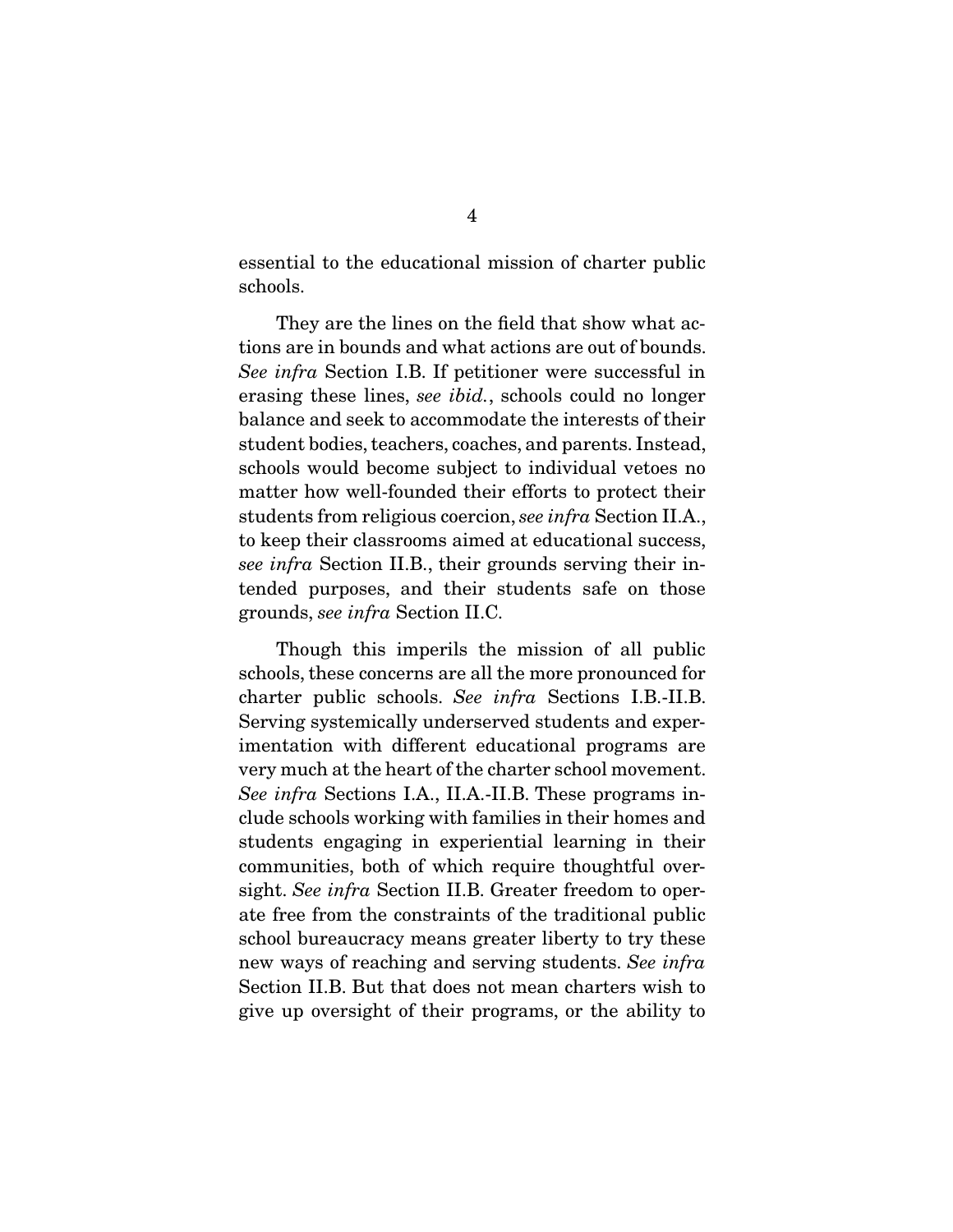essential to the educational mission of charter public schools.

They are the lines on the field that show what actions are in bounds and what actions are out of bounds. *See infra* Section I.B. If petitioner were successful in erasing these lines, *see ibid.*, schools could no longer balance and seek to accommodate the interests of their student bodies, teachers, coaches, and parents. Instead, schools would become subject to individual vetoes no matter how well-founded their efforts to protect their students from religious coercion, *see infra* Section II.A., to keep their classrooms aimed at educational success, *see infra* Section II.B., their grounds serving their intended purposes, and their students safe on those grounds, *see infra* Section II.C.

Though this imperils the mission of all public schools, these concerns are all the more pronounced for charter public schools. *See infra* Sections I.B.-II.B. Serving systemically underserved students and experimentation with different educational programs are very much at the heart of the charter school movement. *See infra* Sections I.A., II.A.-II.B. These programs include schools working with families in their homes and students engaging in experiential learning in their communities, both of which require thoughtful oversight. *See infra* Section II.B. Greater freedom to operate free from the constraints of the traditional public school bureaucracy means greater liberty to try these new ways of reaching and serving students. *See infra* Section II.B. But that does not mean charters wish to give up oversight of their programs, or the ability to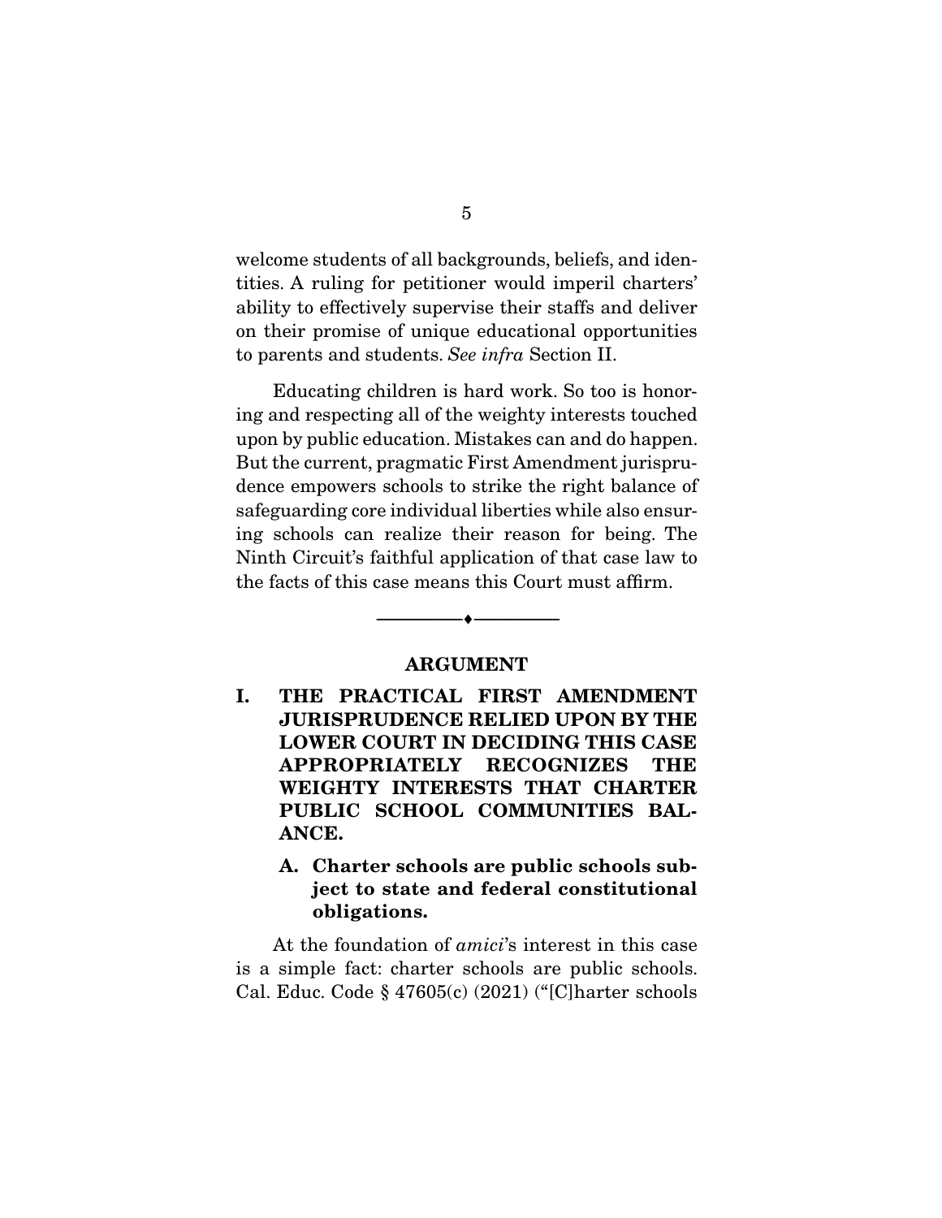welcome students of all backgrounds, beliefs, and identities. A ruling for petitioner would imperil charters' ability to effectively supervise their staffs and deliver on their promise of unique educational opportunities to parents and students. *See infra* Section II.

Educating children is hard work. So too is honoring and respecting all of the weighty interests touched upon by public education. Mistakes can and do happen. But the current, pragmatic First Amendment jurisprudence empowers schools to strike the right balance of safeguarding core individual liberties while also ensuring schools can realize their reason for being. The Ninth Circuit's faithful application of that case law to the facts of this case means this Court must affirm.

---

## ARGUMENT

### I. THE PRACTICAL FIRST AMENDMENT JURISPRUDENCE RELIED UPON BY THE LOWER COURT IN DECIDING THIS CASE APPROPRIATELY RECOGNIZES THE WEIGHTY INTERESTS THAT CHARTER PUBLIC SCHOOL COMMUNITIES BALANCE.

#### A. Charter schools are public schools subject to state and federal constitutional obligations.

At the foundation of *amici*'s interest in this case is a simple fact: charter schools are public schools. Cal. Educ. Code § 47605(c) (2021) ("[C]harter schools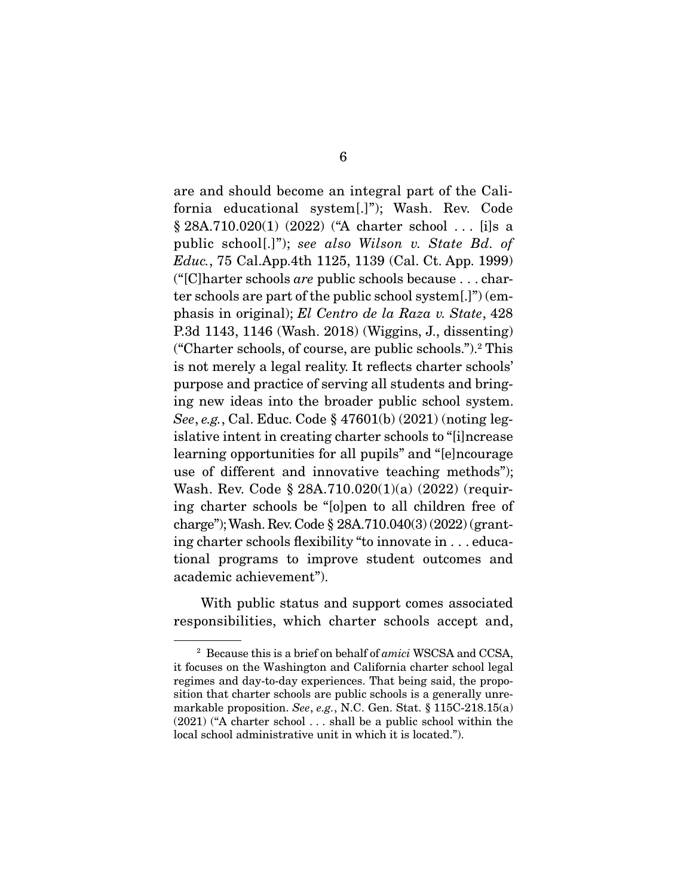are and should become an integral part of the California educational system[.]"); Wash. Rev. Code § 28A.710.020(1) (2022) ("A charter school . . . [i]s a public school[.]"); *see also Wilson v. State Bd. of Educ.*, 75 Cal.App.4th 1125, 1139 (Cal. Ct. App. 1999) ("[C]harter schools *are* public schools because . . . charter schools are part of the public school system[.]") (emphasis in original); *El Centro de la Raza v. State*, 428 P.3d 1143, 1146 (Wash. 2018) (Wiggins, J., dissenting) ("Charter schools, of course, are public schools.").[2] This is not merely a legal reality. It reflects charter schools' purpose and practice of serving all students and bringing new ideas into the broader public school system. *See*, *e.g.*, Cal. Educ. Code § 47601(b) (2021) (noting legislative intent in creating charter schools to "[i]ncrease learning opportunities for all pupils" and "[e]ncourage use of different and innovative teaching methods"); Wash. Rev. Code § 28A.710.020(1)(a) (2022) (requiring charter schools be "[o]pen to all children free of charge"); Wash. Rev. Code § 28A.710.040(3) (2022) (granting charter schools flexibility "to innovate in . . . educational programs to improve student outcomes and academic achievement").

With public status and support comes associated responsibilities, which charter schools accept and,

---

[2] Because this is a brief on behalf of *amici* WSCSA and CCSA, it focuses on the Washington and California charter school legal regimes and day-to-day experiences. That being said, the proposition that charter schools are public schools is a generally unremarkable proposition. *See*, *e.g.*, N.C. Gen. Stat. § 115C-218.15(a) (2021) ("A charter school . . . shall be a public school within the local school administrative unit in which it is located.").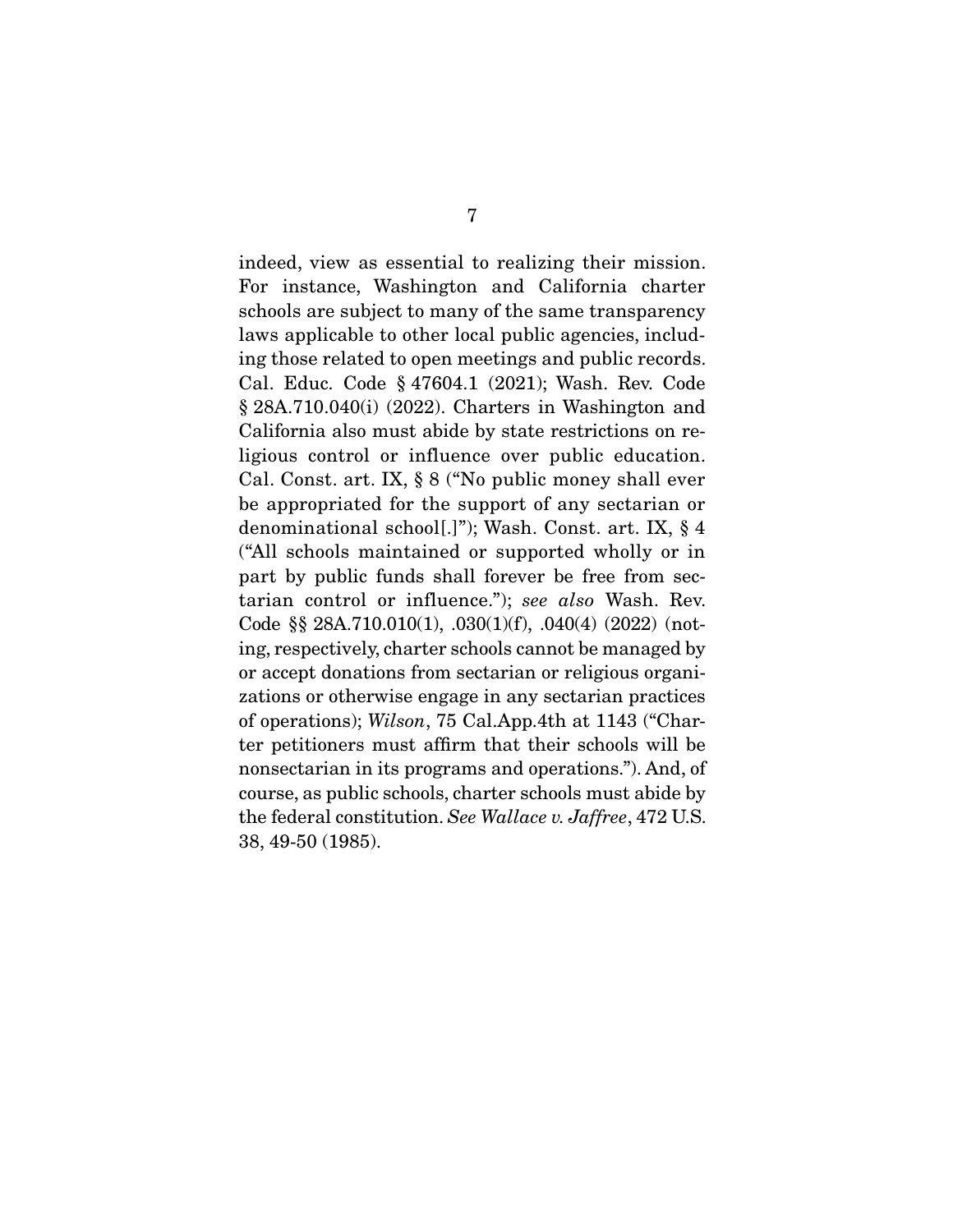indeed, view as essential to realizing their mission. For instance, Washington and California charter schools are subject to many of the same transparency laws applicable to other local public agencies, including those related to open meetings and public records. Cal. Educ. Code § 47604.1 (2021); Wash. Rev. Code § 28A.710.040(i) (2022). Charters in Washington and California also must abide by state restrictions on religious control or influence over public education. Cal. Const. art. IX, § 8 ("No public money shall ever be appropriated for the support of any sectarian or denominational school[.]"); Wash. Const. art. IX, § 4 ("All schools maintained or supported wholly or in part by public funds shall forever be free from sectarian control or influence."); *see also* Wash. Rev. Code §§ 28A.710.010(1), .030(1)(f), .040(4) (2022) (noting, respectively, charter schools cannot be managed by or accept donations from sectarian or religious organizations or otherwise engage in any sectarian practices of operations); *Wilson*, 75 Cal.App.4th at 1143 ("Charter petitioners must affirm that their schools will be nonsectarian in its programs and operations."). And, of course, as public schools, charter schools must abide by the federal constitution. *See Wallace v. Jaffree*, 472 U.S. 38, 49-50 (1985).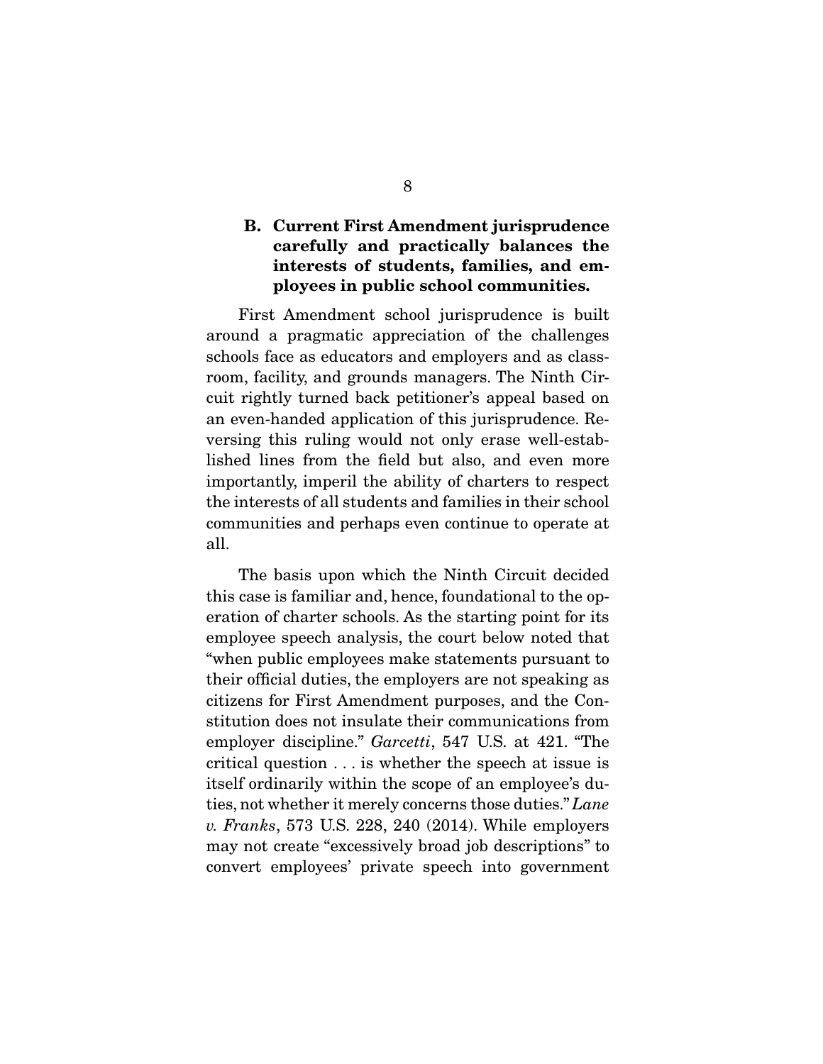### B. Current First Amendment jurisprudence carefully and practically balances the interests of students, families, and employees in public school communities.

First Amendment school jurisprudence is built around a pragmatic appreciation of the challenges schools face as educators and employers and as classroom, facility, and grounds managers. The Ninth Circuit rightly turned back petitioner's appeal based on an even-handed application of this jurisprudence. Reversing this ruling would not only erase well-established lines from the field but also, and even more importantly, imperil the ability of charters to respect the interests of all students and families in their school communities and perhaps even continue to operate at all.

The basis upon which the Ninth Circuit decided this case is familiar and, hence, foundational to the operation of charter schools. As the starting point for its employee speech analysis, the court below noted that "when public employees make statements pursuant to their official duties, the employers are not speaking as citizens for First Amendment purposes, and the Constitution does not insulate their communications from employer discipline." *Garcetti*, 547 U.S. at 421. "The critical question . . . is whether the speech at issue is itself ordinarily within the scope of an employee's duties, not whether it merely concerns those duties." *Lane v. Franks*, 573 U.S. 228, 240 (2014). While employers may not create "excessively broad job descriptions" to convert employees' private speech into government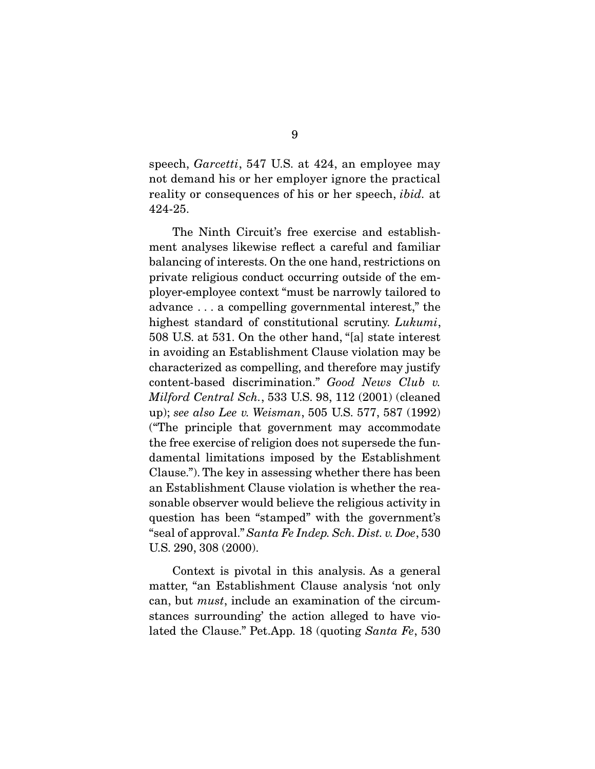speech, *Garcetti*, 547 U.S. at 424, an employee may not demand his or her employer ignore the practical reality or consequences of his or her speech, *ibid.* at 424-25.

The Ninth Circuit's free exercise and establishment analyses likewise reflect a careful and familiar balancing of interests. On the one hand, restrictions on private religious conduct occurring outside of the employer-employee context "must be narrowly tailored to advance . . . a compelling governmental interest," the highest standard of constitutional scrutiny. *Lukumi*, 508 U.S. at 531. On the other hand, "[a] state interest in avoiding an Establishment Clause violation may be characterized as compelling, and therefore may justify content-based discrimination." *Good News Club v. Milford Central Sch.*, 533 U.S. 98, 112 (2001) (cleaned up); *see also Lee v. Weisman*, 505 U.S. 577, 587 (1992) ("The principle that government may accommodate the free exercise of religion does not supersede the fundamental limitations imposed by the Establishment Clause."). The key in assessing whether there has been an Establishment Clause violation is whether the reasonable observer would believe the religious activity in question has been "stamped" with the government's "seal of approval." *Santa Fe Indep. Sch. Dist. v. Doe*, 530 U.S. 290, 308 (2000).

Context is pivotal in this analysis. As a general matter, "an Establishment Clause analysis 'not only can, but *must*, include an examination of the circumstances surrounding' the action alleged to have violated the Clause." Pet.App. 18 (quoting *Santa Fe*, 530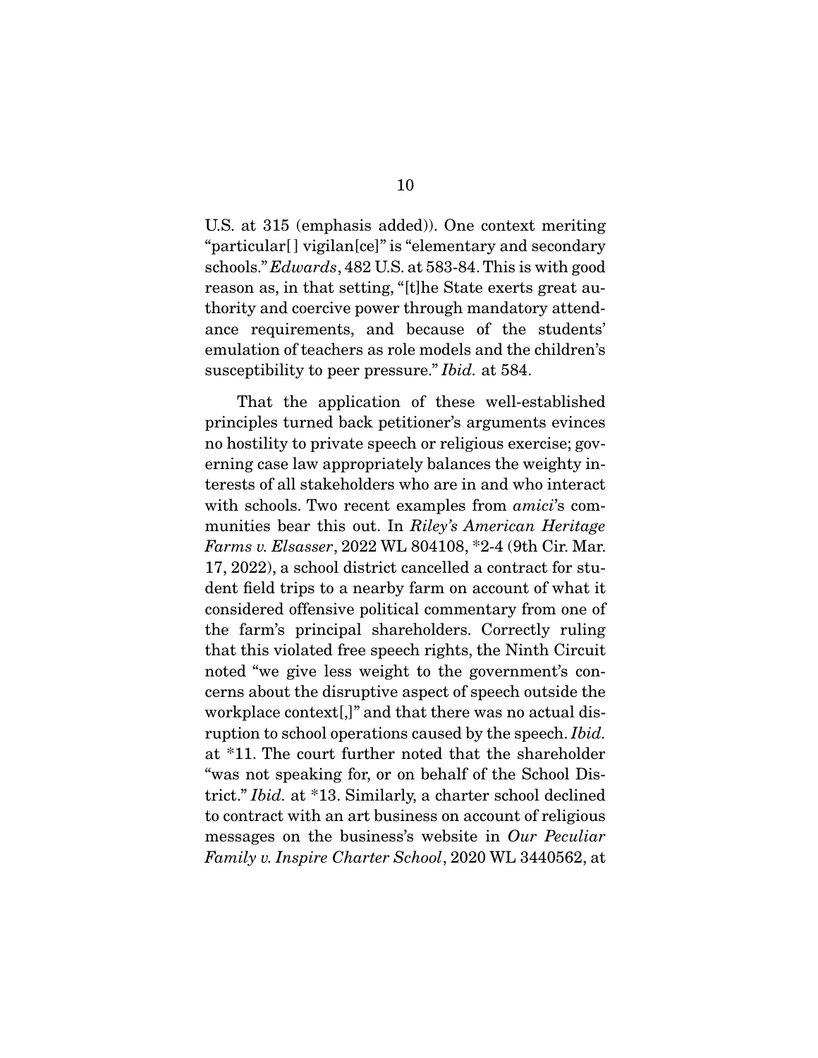U.S. at 315 (emphasis added)). One context meriting "particular[ ] vigilan[ce]" is "elementary and secondary schools." *Edwards*, 482 U.S. at 583-84. This is with good reason as, in that setting, "[t]he State exerts great authority and coercive power through mandatory attendance requirements, and because of the students' emulation of teachers as role models and the children's susceptibility to peer pressure." *Ibid.* at 584.

That the application of these well-established principles turned back petitioner's arguments evinces no hostility to private speech or religious exercise; governing case law appropriately balances the weighty interests of all stakeholders who are in and who interact with schools. Two recent examples from *amici*'s communities bear this out. In *Riley's American Heritage Farms v. Elsasser*, 2022 WL 804108, *2-4 (9th Cir. Mar. 17, 2022), a school district cancelled a contract for student field trips to a nearby farm on account of what it considered offensive political commentary from one of the farm's principal shareholders. Correctly ruling that this violated free speech rights, the Ninth Circuit noted "we give less weight to the government's concerns about the disruptive aspect of speech outside the workplace context[,]" and that there was no actual disruption to school operations caused by the speech. *Ibid.* at *11. The court further noted that the shareholder "was not speaking for, or on behalf of the School District." *Ibid.* at *13. Similarly, a charter school declined to contract with an art business on account of religious messages on the business's website in *Our Peculiar Family v. Inspire Charter School*, 2020 WL 3440562, at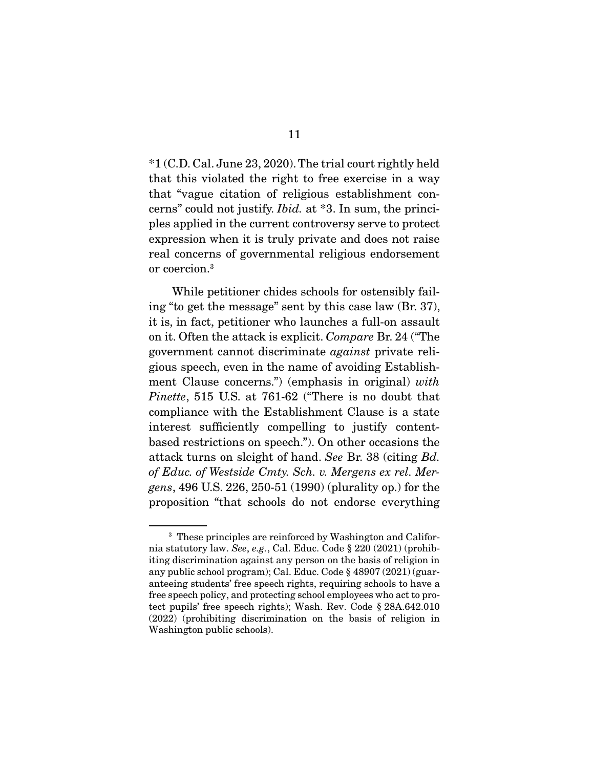*1 (C.D. Cal. June 23, 2020). The trial court rightly held that this violated the right to free exercise in a way that "vague citation of religious establishment concerns" could not justify. *Ibid.* at *3. In sum, the principles applied in the current controversy serve to protect expression when it is truly private and does not raise real concerns of governmental religious endorsement or coercion.[3]

While petitioner chides schools for ostensibly failing "to get the message" sent by this case law (Br. 37), it is, in fact, petitioner who launches a full-on assault on it. Often the attack is explicit. *Compare* Br. 24 ("The government cannot discriminate *against* private religious speech, even in the name of avoiding Establishment Clause concerns.") (emphasis in original) *with Pinette*, 515 U.S. at 761-62 ("There is no doubt that compliance with the Establishment Clause is a state interest sufficiently compelling to justify content-based restrictions on speech."). On other occasions the attack turns on sleight of hand. *See* Br. 38 (citing *Bd. of Educ. of Westside Cmty. Sch. v. Mergens ex rel. Mergens*, 496 U.S. 226, 250-51 (1990) (plurality op.) for the proposition "that schools do not endorse everything

[3] These principles are reinforced by Washington and California statutory law. *See*, *e.g.*, Cal. Educ. Code § 220 (2021) (prohibiting discrimination against any person on the basis of religion in any public school program); Cal. Educ. Code § 48907 (2021) (guaranteeing students' free speech rights, requiring schools to have a free speech policy, and protecting school employees who act to protect pupils' free speech rights); Wash. Rev. Code § 28A.642.010 (2022) (prohibiting discrimination on the basis of religion in Washington public schools).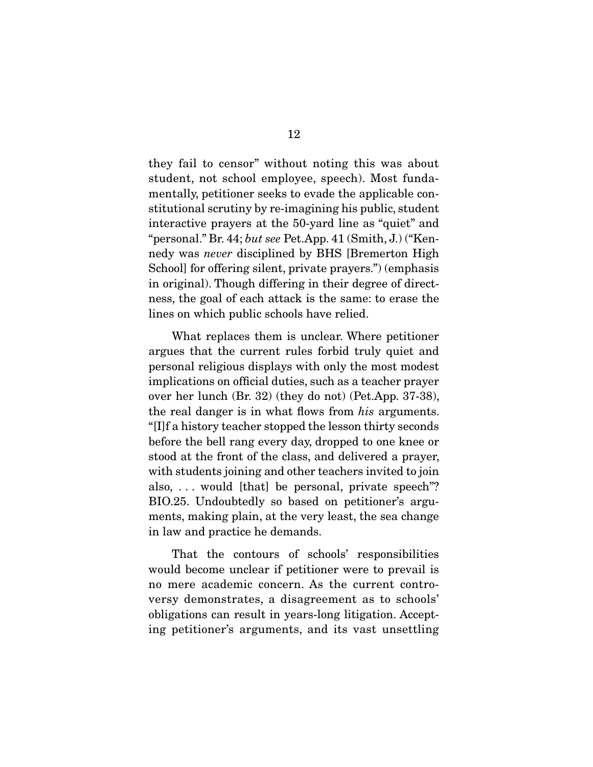they fail to censor" without noting this was about student, not school employee, speech). Most fundamentally, petitioner seeks to evade the applicable constitutional scrutiny by re-imagining his public, student interactive prayers at the 50-yard line as "quiet" and "personal." Br. 44; *but see* Pet.App. 41 (Smith, J.) ("Kennedy was *never* disciplined by BHS [Bremerton High School] for offering silent, private prayers.") (emphasis in original). Though differing in their degree of directness, the goal of each attack is the same: to erase the lines on which public schools have relied.

What replaces them is unclear. Where petitioner argues that the current rules forbid truly quiet and personal religious displays with only the most modest implications on official duties, such as a teacher prayer over her lunch (Br. 32) (they do not) (Pet.App. 37-38), the real danger is in what flows from *his* arguments. "[I]f a history teacher stopped the lesson thirty seconds before the bell rang every day, dropped to one knee or stood at the front of the class, and delivered a prayer, with students joining and other teachers invited to join also, . . . would [that] be personal, private speech"? BIO.25. Undoubtedly so based on petitioner's arguments, making plain, at the very least, the sea change in law and practice he demands.

That the contours of schools' responsibilities would become unclear if petitioner were to prevail is no mere academic concern. As the current controversy demonstrates, a disagreement as to schools' obligations can result in years-long litigation. Accepting petitioner's arguments, and its vast unsettling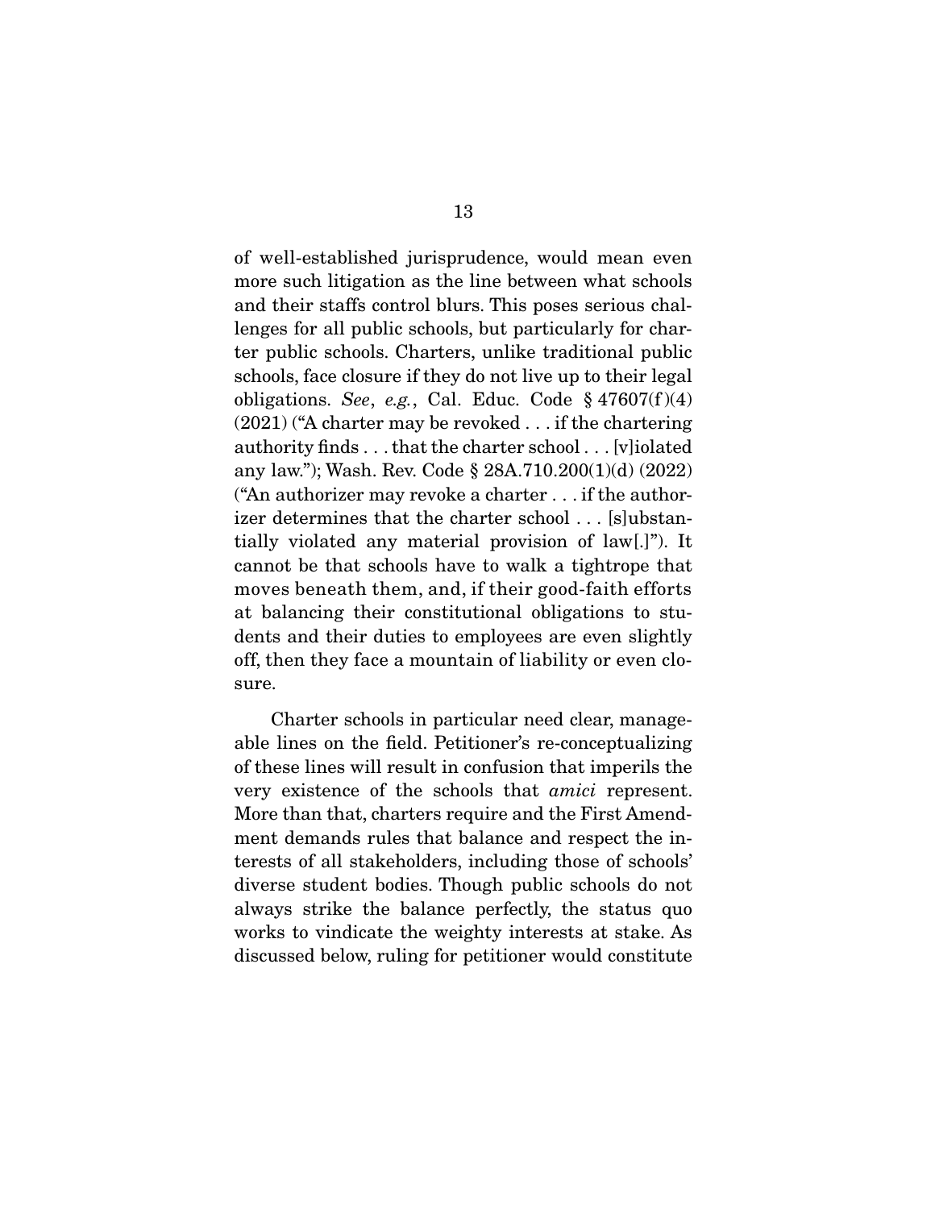of well-established jurisprudence, would mean even more such litigation as the line between what schools and their staffs control blurs. This poses serious challenges for all public schools, but particularly for charter public schools. Charters, unlike traditional public schools, face closure if they do not live up to their legal obligations. *See*, *e.g.*, Cal. Educ. Code § 47607(f)(4) (2021) ("A charter may be revoked . . . if the chartering authority finds . . . that the charter school . . . [v]iolated any law."); Wash. Rev. Code § 28A.710.200(1)(d) (2022) ("An authorizer may revoke a charter . . . if the authorizer determines that the charter school . . . [s]ubstantially violated any material provision of law[.]"). It cannot be that schools have to walk a tightrope that moves beneath them, and, if their good-faith efforts at balancing their constitutional obligations to students and their duties to employees are even slightly off, then they face a mountain of liability or even closure.

Charter schools in particular need clear, manageable lines on the field. Petitioner's re-conceptualizing of these lines will result in confusion that imperils the very existence of the schools that *amici* represent. More than that, charters require and the First Amendment demands rules that balance and respect the interests of all stakeholders, including those of schools' diverse student bodies. Though public schools do not always strike the balance perfectly, the status quo works to vindicate the weighty interests at stake. As discussed below, ruling for petitioner would constitute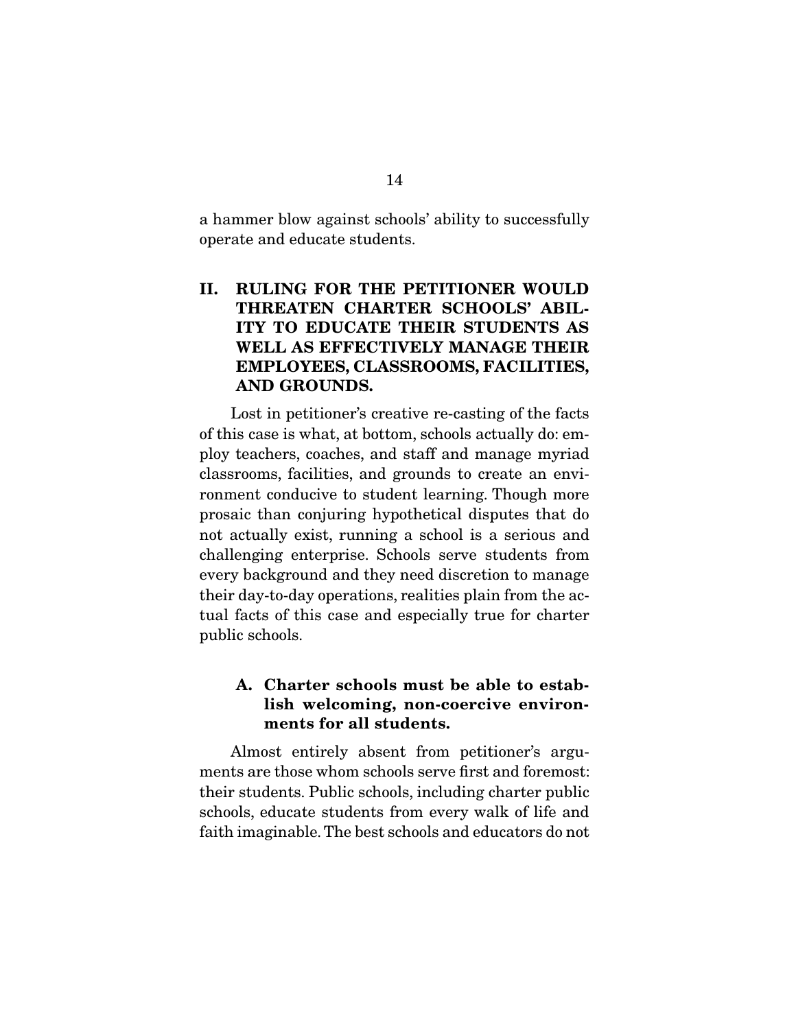a hammer blow against schools' ability to successfully operate and educate students.

## II. RULING FOR THE PETITIONER WOULD THREATEN CHARTER SCHOOLS' ABILITY TO EDUCATE THEIR STUDENTS AS WELL AS EFFECTIVELY MANAGE THEIR EMPLOYEES, CLASSROOMS, FACILITIES, AND GROUNDS.

Lost in petitioner's creative re-casting of the facts of this case is what, at bottom, schools actually do: employ teachers, coaches, and staff and manage myriad classrooms, facilities, and grounds to create an environment conducive to student learning. Though more prosaic than conjuring hypothetical disputes that do not actually exist, running a school is a serious and challenging enterprise. Schools serve students from every background and they need discretion to manage their day-to-day operations, realities plain from the actual facts of this case and especially true for charter public schools.

### A. Charter schools must be able to establish welcoming, non-coercive environments for all students.

Almost entirely absent from petitioner's arguments are those whom schools serve first and foremost: their students. Public schools, including charter public schools, educate students from every walk of life and faith imaginable. The best schools and educators do not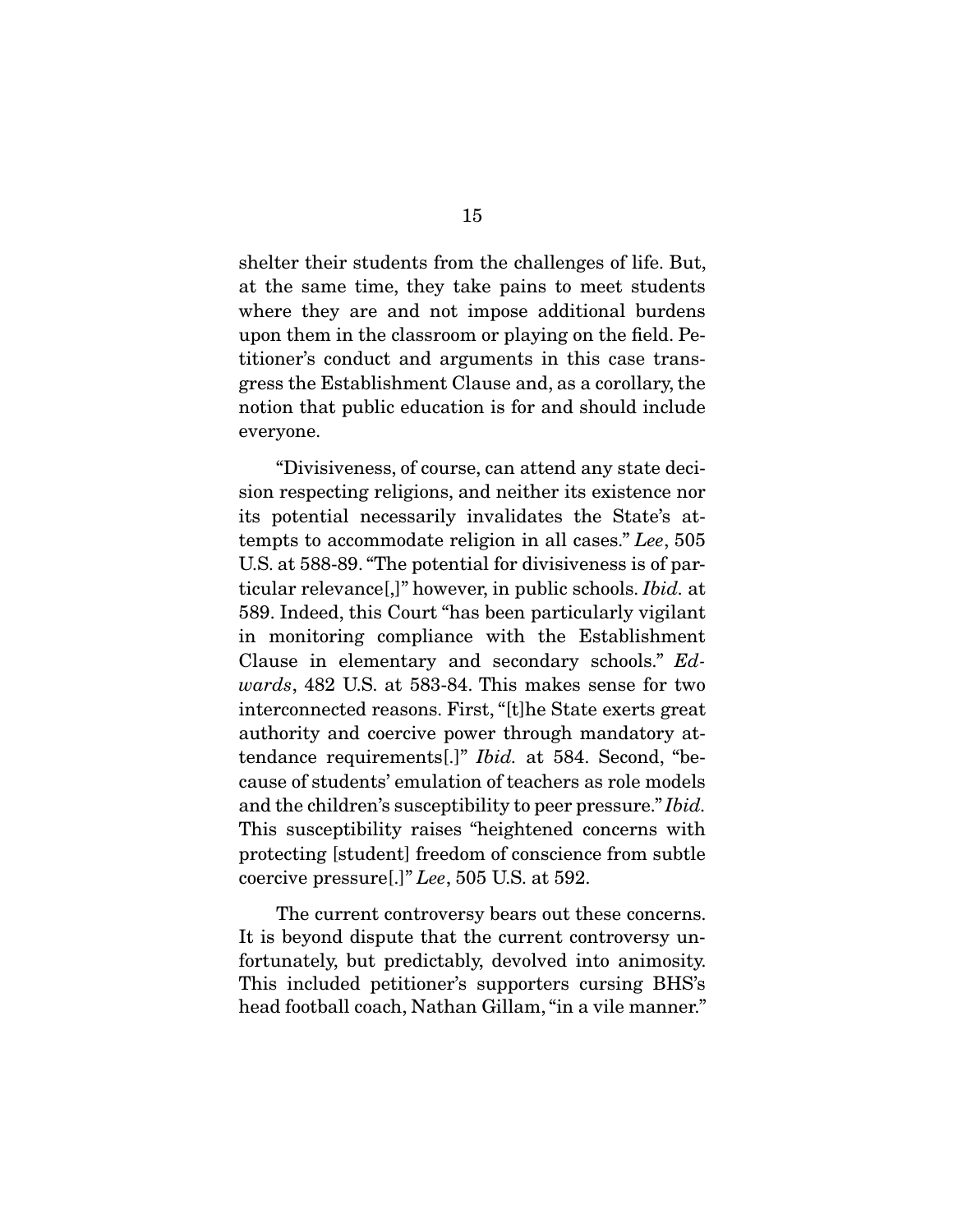shelter their students from the challenges of life. But, at the same time, they take pains to meet students where they are and not impose additional burdens upon them in the classroom or playing on the field. Petitioner's conduct and arguments in this case transgress the Establishment Clause and, as a corollary, the notion that public education is for and should include everyone.

"Divisiveness, of course, can attend any state decision respecting religions, and neither its existence nor its potential necessarily invalidates the State's attempts to accommodate religion in all cases." *Lee*, 505 U.S. at 588-89. "The potential for divisiveness is of particular relevance[,]" however, in public schools. *Ibid.* at 589. Indeed, this Court "has been particularly vigilant in monitoring compliance with the Establishment Clause in elementary and secondary schools." *Edwards*, 482 U.S. at 583-84. This makes sense for two interconnected reasons. First, "[t]he State exerts great authority and coercive power through mandatory attendance requirements[.]" *Ibid.* at 584. Second, "because of students' emulation of teachers as role models and the children's susceptibility to peer pressure." *Ibid.* This susceptibility raises "heightened concerns with protecting [student] freedom of conscience from subtle coercive pressure[.]" *Lee*, 505 U.S. at 592.

The current controversy bears out these concerns. It is beyond dispute that the current controversy unfortunately, but predictably, devolved into animosity. This included petitioner's supporters cursing BHS's head football coach, Nathan Gillam, "in a vile manner."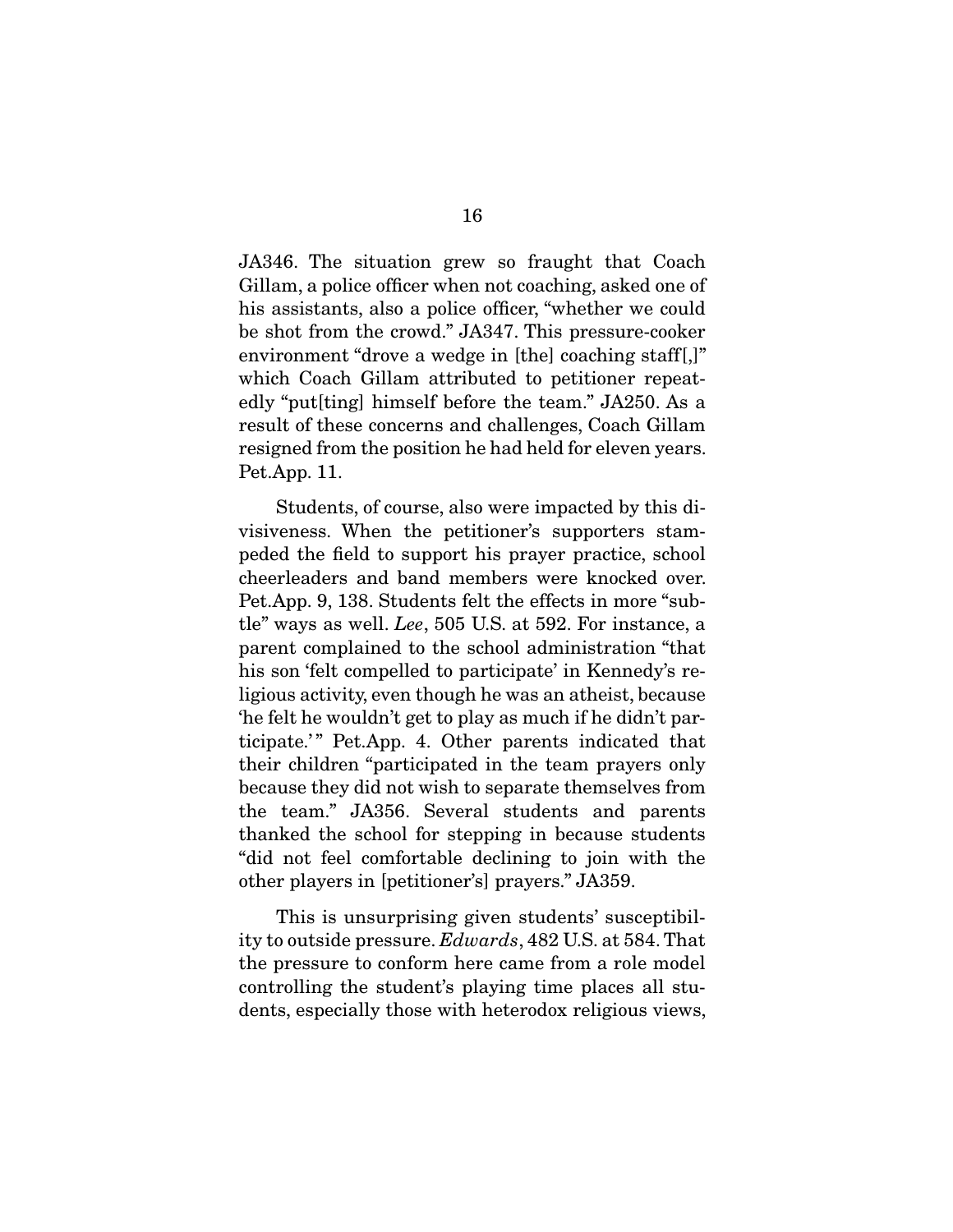JA346. The situation grew so fraught that Coach Gillam, a police officer when not coaching, asked one of his assistants, also a police officer, "whether we could be shot from the crowd." JA347. This pressure-cooker environment "drove a wedge in [the] coaching staff[,]" which Coach Gillam attributed to petitioner repeatedly "put[ting] himself before the team." JA250. As a result of these concerns and challenges, Coach Gillam resigned from the position he had held for eleven years. Pet.App. 11.

Students, of course, also were impacted by this divisiveness. When the petitioner's supporters stampeded the field to support his prayer practice, school cheerleaders and band members were knocked over. Pet.App. 9, 138. Students felt the effects in more "subtle" ways as well. *Lee*, 505 U.S. at 592. For instance, a parent complained to the school administration "that his son 'felt compelled to participate' in Kennedy's religious activity, even though he was an atheist, because 'he felt he wouldn't get to play as much if he didn't participate.'" Pet.App. 4. Other parents indicated that their children "participated in the team prayers only because they did not wish to separate themselves from the team." JA356. Several students and parents thanked the school for stepping in because students "did not feel comfortable declining to join with the other players in [petitioner's] prayers." JA359.

This is unsurprising given students' susceptibility to outside pressure. *Edwards*, 482 U.S. at 584. That the pressure to conform here came from a role model controlling the student's playing time places all students, especially those with heterodox religious views,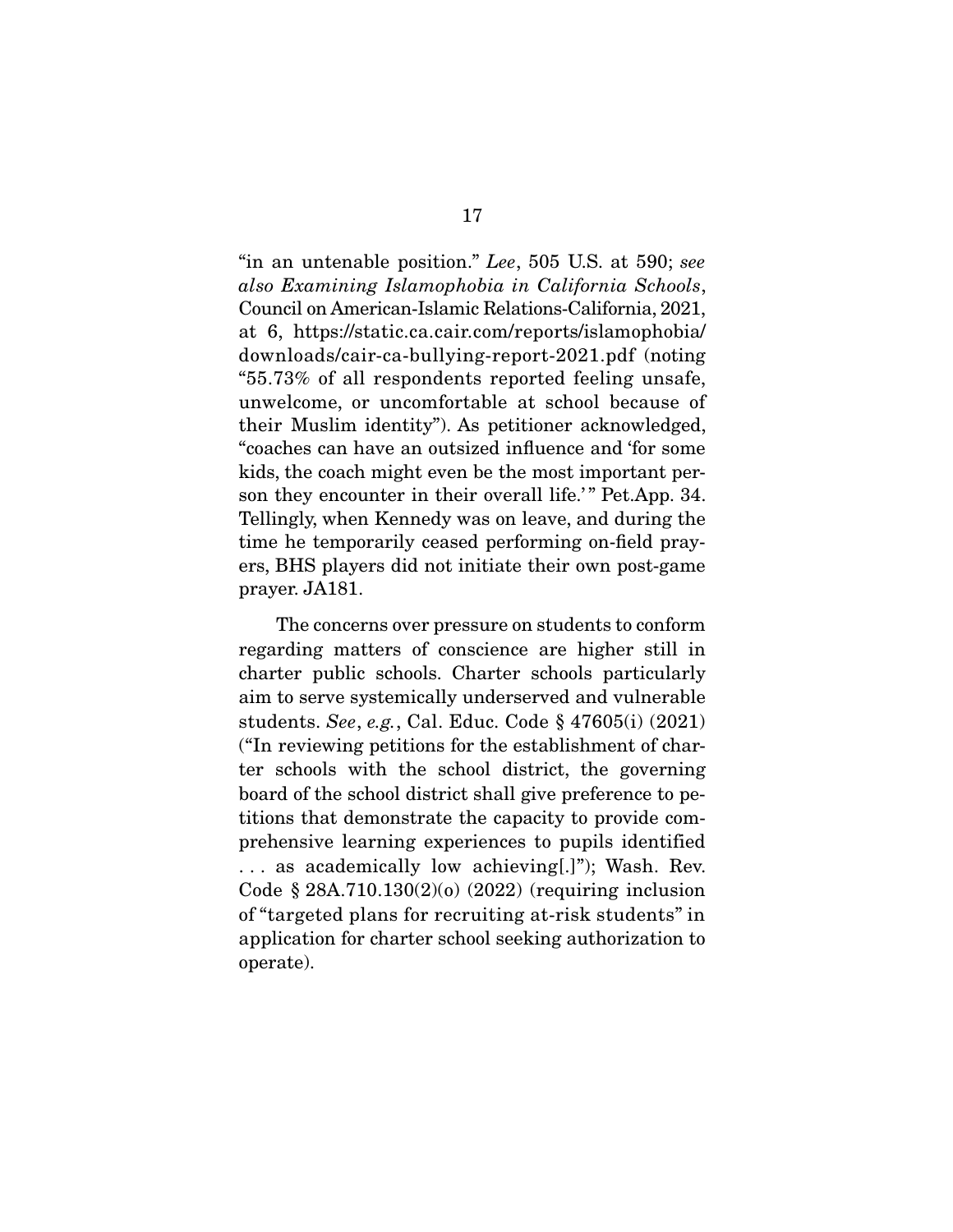"in an untenable position." *Lee*, 505 U.S. at 590; *see also Examining Islamophobia in California Schools*, Council on American-Islamic Relations-California, 2021, at 6, https://static.ca.cair.com/reports/islamophobia/downloads/cair-ca-bullying-report-2021.pdf (noting "55.73% of all respondents reported feeling unsafe, unwelcome, or uncomfortable at school because of their Muslim identity"). As petitioner acknowledged, "coaches can have an outsized influence and 'for some kids, the coach might even be the most important person they encounter in their overall life.'" Pet.App. 34. Tellingly, when Kennedy was on leave, and during the time he temporarily ceased performing on-field prayers, BHS players did not initiate their own post-game prayer. JA181.

The concerns over pressure on students to conform regarding matters of conscience are higher still in charter public schools. Charter schools particularly aim to serve systemically underserved and vulnerable students. *See*, *e.g.*, Cal. Educ. Code § 47605(i) (2021) ("In reviewing petitions for the establishment of charter schools with the school district, the governing board of the school district shall give preference to petitions that demonstrate the capacity to provide comprehensive learning experiences to pupils identified . . . as academically low achieving[.]"); Wash. Rev. Code § 28A.710.130(2)(o) (2022) (requiring inclusion of "targeted plans for recruiting at-risk students" in application for charter school seeking authorization to operate).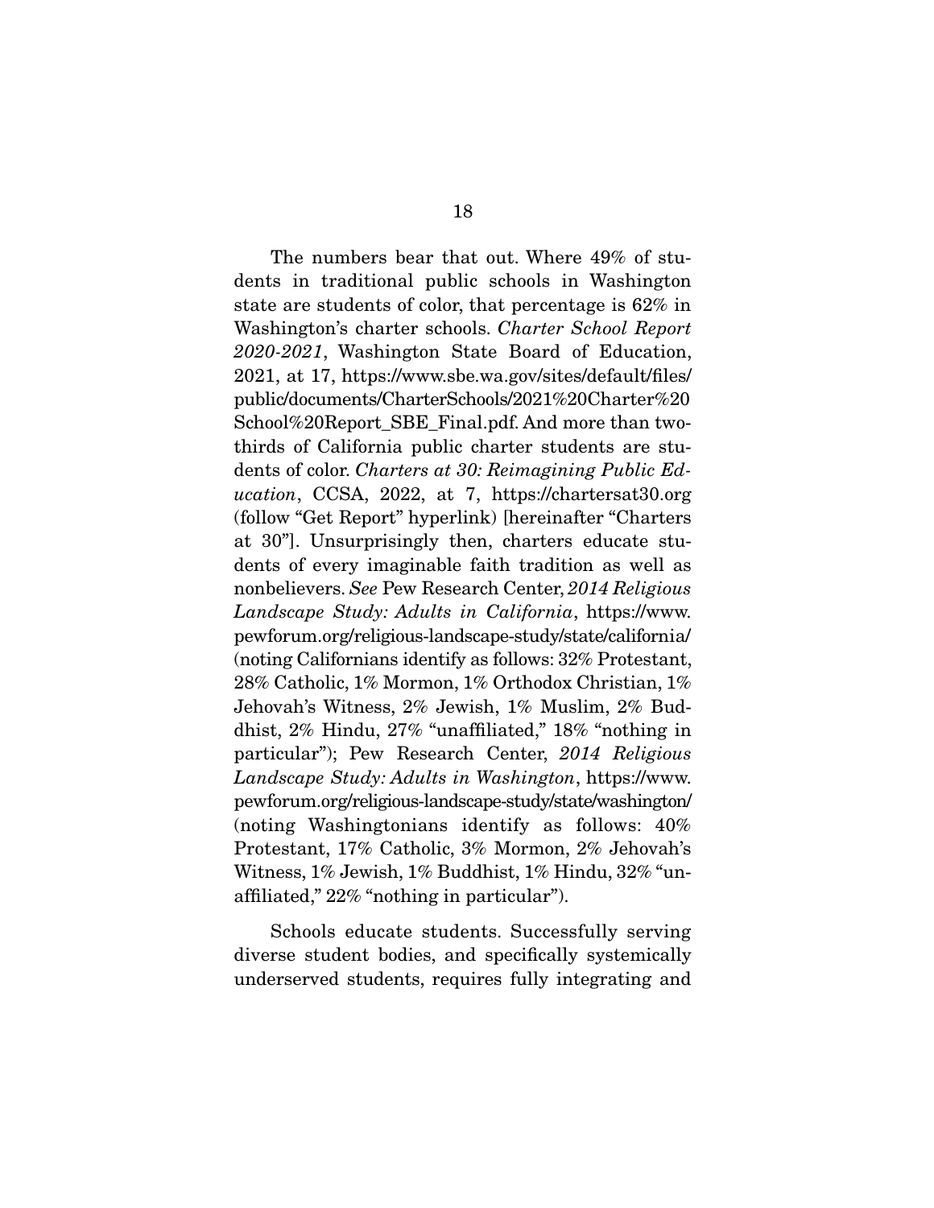The numbers bear that out. Where 49% of students in traditional public schools in Washington state are students of color, that percentage is 62% in Washington's charter schools. *Charter School Report 2020-2021*, Washington State Board of Education, 2021, at 17, https://www.sbe.wa.gov/sites/default/files/public/documents/CharterSchools/2021%20Charter%20School%20Report_SBE_Final.pdf. And more than two-thirds of California public charter students are students of color. *Charters at 30: Reimagining Public Education*, CCSA, 2022, at 7, https://chartersat30.org (follow "Get Report" hyperlink) [hereinafter "Charters at 30"]. Unsurprisingly then, charters educate students of every imaginable faith tradition as well as nonbelievers. *See* Pew Research Center, *2014 Religious Landscape Study: Adults in California*, https://www.pewforum.org/religious-landscape-study/state/california/ (noting Californians identify as follows: 32% Protestant, 28% Catholic, 1% Mormon, 1% Orthodox Christian, 1% Jehovah's Witness, 2% Jewish, 1% Muslim, 2% Buddhist, 2% Hindu, 27% "unaffiliated," 18% "nothing in particular"); Pew Research Center, *2014 Religious Landscape Study: Adults in Washington*, https://www.pewforum.org/religious-landscape-study/state/washington/ (noting Washingtonians identify as follows: 40% Protestant, 17% Catholic, 3% Mormon, 2% Jehovah's Witness, 1% Jewish, 1% Buddhist, 1% Hindu, 32% "unaffiliated," 22% "nothing in particular").

Schools educate students. Successfully serving diverse student bodies, and specifically systemically underserved students, requires fully integrating and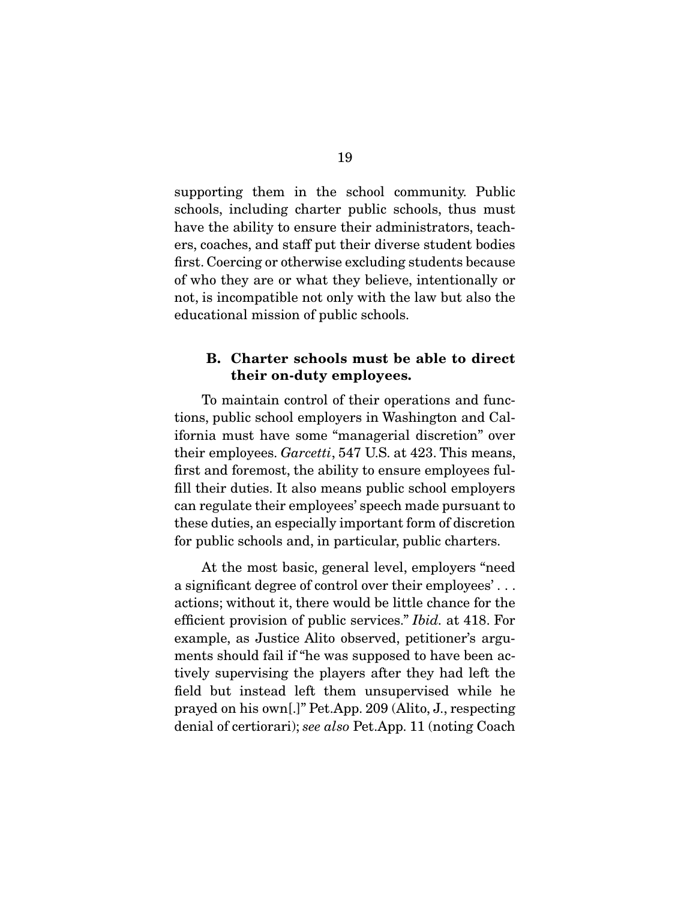supporting them in the school community. Public schools, including charter public schools, thus must have the ability to ensure their administrators, teachers, coaches, and staff put their diverse student bodies first. Coercing or otherwise excluding students because of who they are or what they believe, intentionally or not, is incompatible not only with the law but also the educational mission of public schools.

### B. Charter schools must be able to direct their on-duty employees.

To maintain control of their operations and functions, public school employers in Washington and California must have some "managerial discretion" over their employees. *Garcetti*, 547 U.S. at 423. This means, first and foremost, the ability to ensure employees fulfill their duties. It also means public school employers can regulate their employees' speech made pursuant to these duties, an especially important form of discretion for public schools and, in particular, public charters.

At the most basic, general level, employers "need a significant degree of control over their employees' . . . actions; without it, there would be little chance for the efficient provision of public services." *Ibid.* at 418. For example, as Justice Alito observed, petitioner's arguments should fail if "he was supposed to have been actively supervising the players after they had left the field but instead left them unsupervised while he prayed on his own[.]" Pet.App. 209 (Alito, J., respecting denial of certiorari); *see also* Pet.App. 11 (noting Coach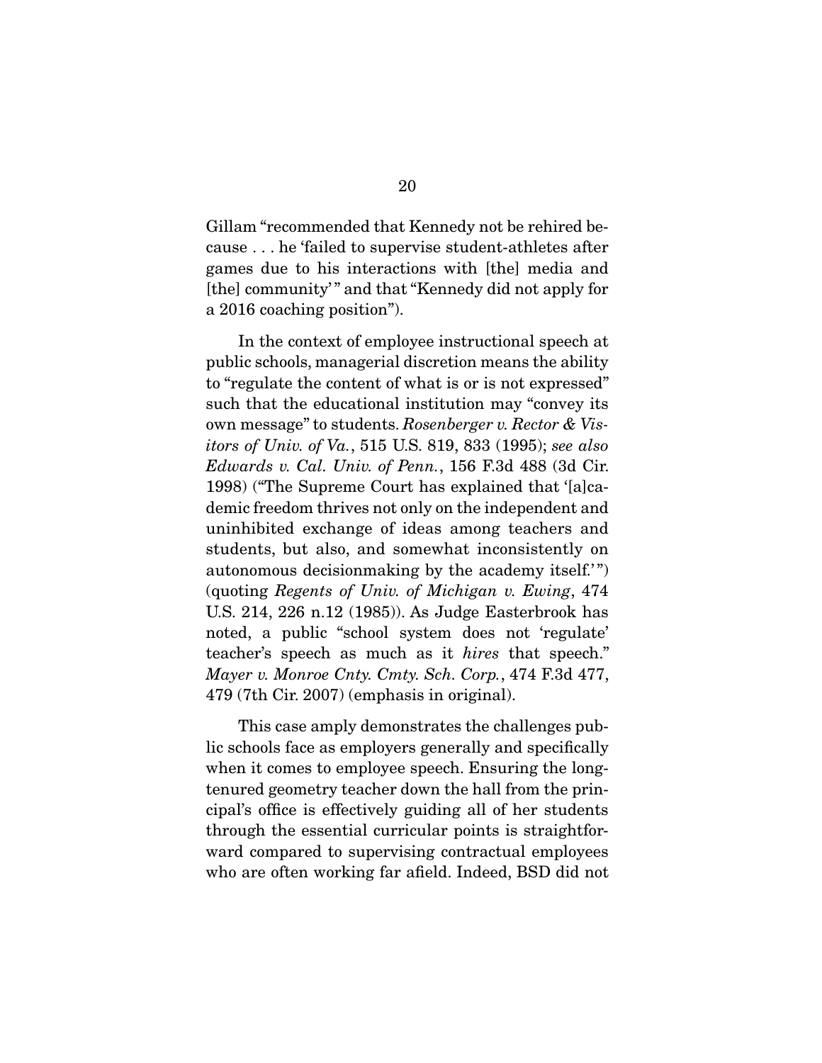Gillam "recommended that Kennedy not be rehired because . . . he 'failed to supervise student-athletes after games due to his interactions with [the] media and [the] community'" and that "Kennedy did not apply for a 2016 coaching position").

In the context of employee instructional speech at public schools, managerial discretion means the ability to "regulate the content of what is or is not expressed" such that the educational institution may "convey its own message" to students. *Rosenberger v. Rector & Visitors of Univ. of Va.*, 515 U.S. 819, 833 (1995); *see also Edwards v. Cal. Univ. of Penn.*, 156 F.3d 488 (3d Cir. 1998) ("The Supreme Court has explained that '[a]cademic freedom thrives not only on the independent and uninhibited exchange of ideas among teachers and students, but also, and somewhat inconsistently on autonomous decisionmaking by the academy itself.'") (quoting *Regents of Univ. of Michigan v. Ewing*, 474 U.S. 214, 226 n.12 (1985)). As Judge Easterbrook has noted, a public "school system does not 'regulate' teacher's speech as much as it *hires* that speech." *Mayer v. Monroe Cnty. Cmty. Sch. Corp.*, 474 F.3d 477, 479 (7th Cir. 2007) (emphasis in original).

This case amply demonstrates the challenges public schools face as employers generally and specifically when it comes to employee speech. Ensuring the long-tenured geometry teacher down the hall from the principal's office is effectively guiding all of her students through the essential curricular points is straightforward compared to supervising contractual employees who are often working far afield. Indeed, BSD did not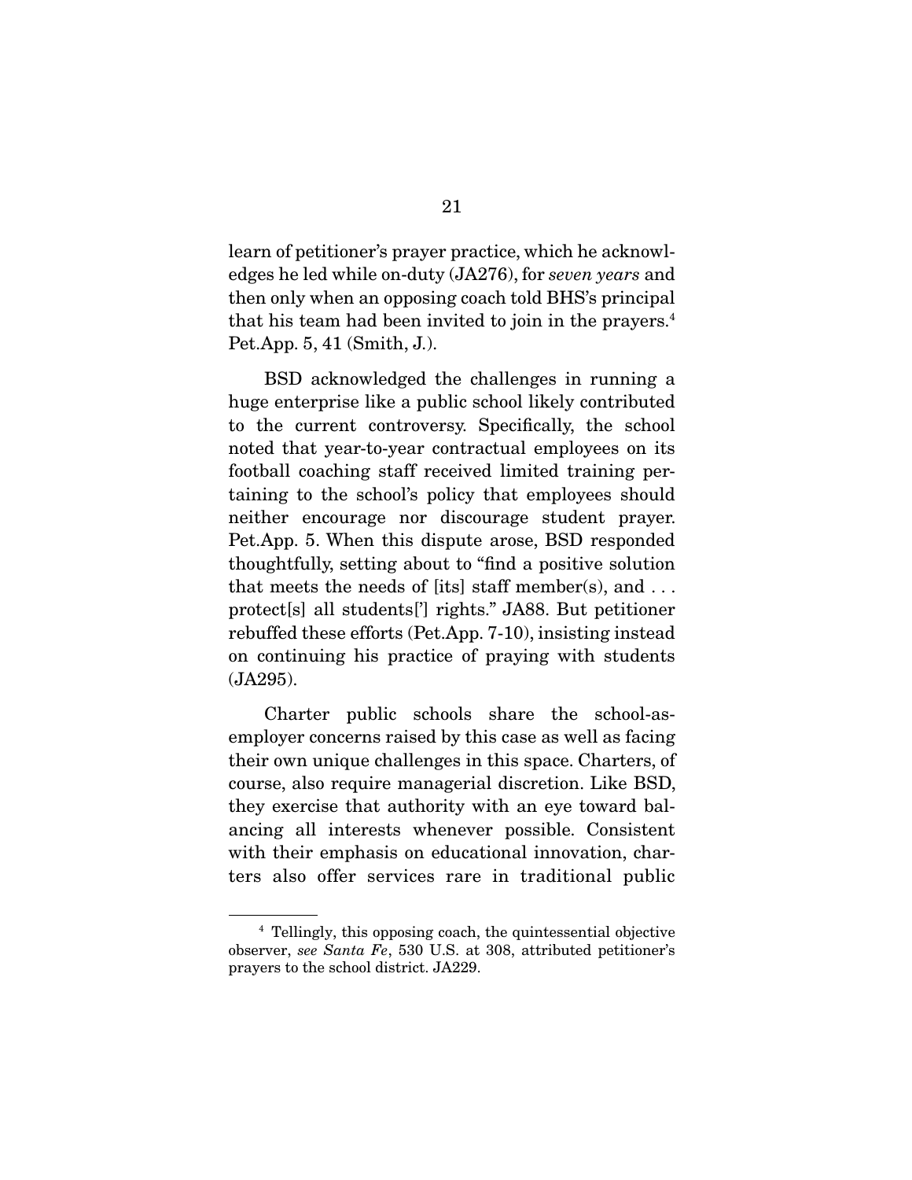learn of petitioner's prayer practice, which he acknowledges he led while on-duty (JA276), for *seven years* and then only when an opposing coach told BHS's principal that his team had been invited to join in the prayers.[4] Pet.App. 5, 41 (Smith, J.).

BSD acknowledged the challenges in running a huge enterprise like a public school likely contributed to the current controversy. Specifically, the school noted that year-to-year contractual employees on its football coaching staff received limited training pertaining to the school's policy that employees should neither encourage nor discourage student prayer. Pet.App. 5. When this dispute arose, BSD responded thoughtfully, setting about to "find a positive solution that meets the needs of [its] staff member(s), and . . . protect[s] all students['] rights." JA88. But petitioner rebuffed these efforts (Pet.App. 7-10), insisting instead on continuing his practice of praying with students (JA295).

Charter public schools share the school-as-employer concerns raised by this case as well as facing their own unique challenges in this space. Charters, of course, also require managerial discretion. Like BSD, they exercise that authority with an eye toward balancing all interests whenever possible. Consistent with their emphasis on educational innovation, charters also offer services rare in traditional public

---

[4] Tellingly, this opposing coach, the quintessential objective observer, *see Santa Fe*, 530 U.S. at 308, attributed petitioner's prayers to the school district. JA229.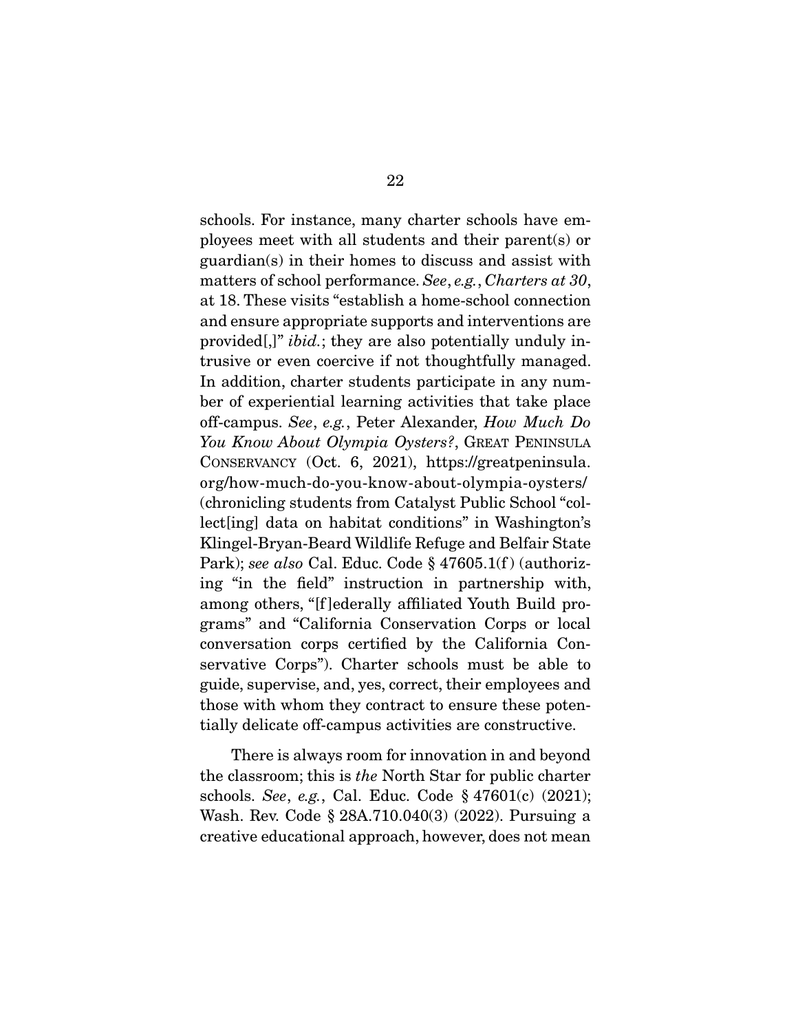schools. For instance, many charter schools have employees meet with all students and their parent(s) or guardian(s) in their homes to discuss and assist with matters of school performance. *See*, *e.g.*, *Charters at 30*, at 18. These visits "establish a home-school connection and ensure appropriate supports and interventions are provided[,]" *ibid.*; they are also potentially unduly intrusive or even coercive if not thoughtfully managed. In addition, charter students participate in any number of experiential learning activities that take place off-campus. *See*, *e.g.*, Peter Alexander, *How Much Do You Know About Olympia Oysters?*, GREAT PENINSULA CONSERVANCY (Oct. 6, 2021), https://greatpeninsula.org/how-much-do-you-know-about-olympia-oysters/ (chronicling students from Catalyst Public School "collect[ing] data on habitat conditions" in Washington's Klingel-Bryan-Beard Wildlife Refuge and Belfair State Park); *see also* Cal. Educ. Code § 47605.1(f) (authorizing "in the field" instruction in partnership with, among others, "[f]ederally affiliated Youth Build programs" and "California Conservation Corps or local conversation corps certified by the California Conservative Corps"). Charter schools must be able to guide, supervise, and, yes, correct, their employees and those with whom they contract to ensure these potentially delicate off-campus activities are constructive.

There is always room for innovation in and beyond the classroom; this is *the* North Star for public charter schools. *See*, *e.g.*, Cal. Educ. Code § 47601(c) (2021); Wash. Rev. Code § 28A.710.040(3) (2022). Pursuing a creative educational approach, however, does not mean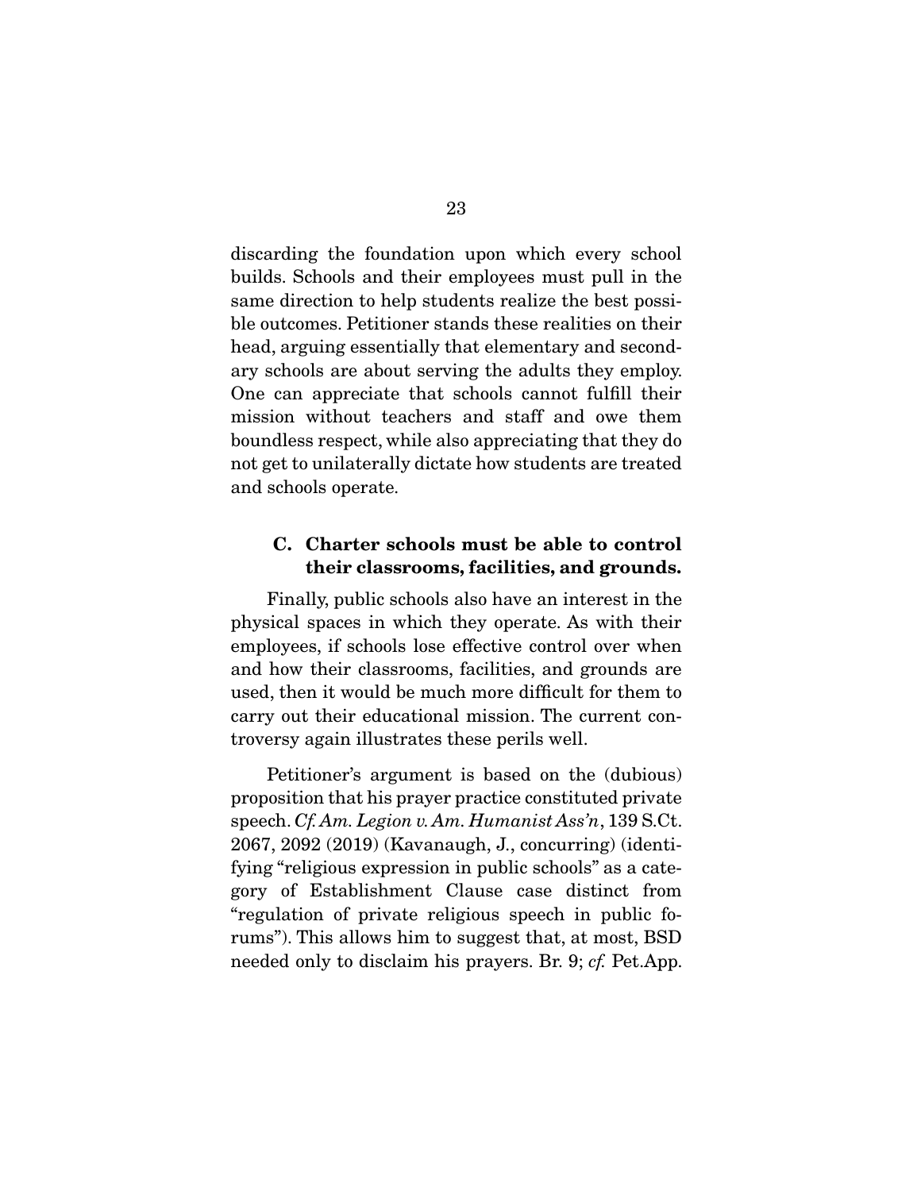discarding the foundation upon which every school builds. Schools and their employees must pull in the same direction to help students realize the best possible outcomes. Petitioner stands these realities on their head, arguing essentially that elementary and secondary schools are about serving the adults they employ. One can appreciate that schools cannot fulfill their mission without teachers and staff and owe them boundless respect, while also appreciating that they do not get to unilaterally dictate how students are treated and schools operate.

### C. Charter schools must be able to control their classrooms, facilities, and grounds.

Finally, public schools also have an interest in the physical spaces in which they operate. As with their employees, if schools lose effective control over when and how their classrooms, facilities, and grounds are used, then it would be much more difficult for them to carry out their educational mission. The current controversy again illustrates these perils well.

Petitioner's argument is based on the (dubious) proposition that his prayer practice constituted private speech. *Cf. Am. Legion v. Am. Humanist Ass'n*, 139 S.Ct. 2067, 2092 (2019) (Kavanaugh, J., concurring) (identifying "religious expression in public schools" as a category of Establishment Clause case distinct from "regulation of private religious speech in public forums"). This allows him to suggest that, at most, BSD needed only to disclaim his prayers. Br. 9; *cf.* Pet.App.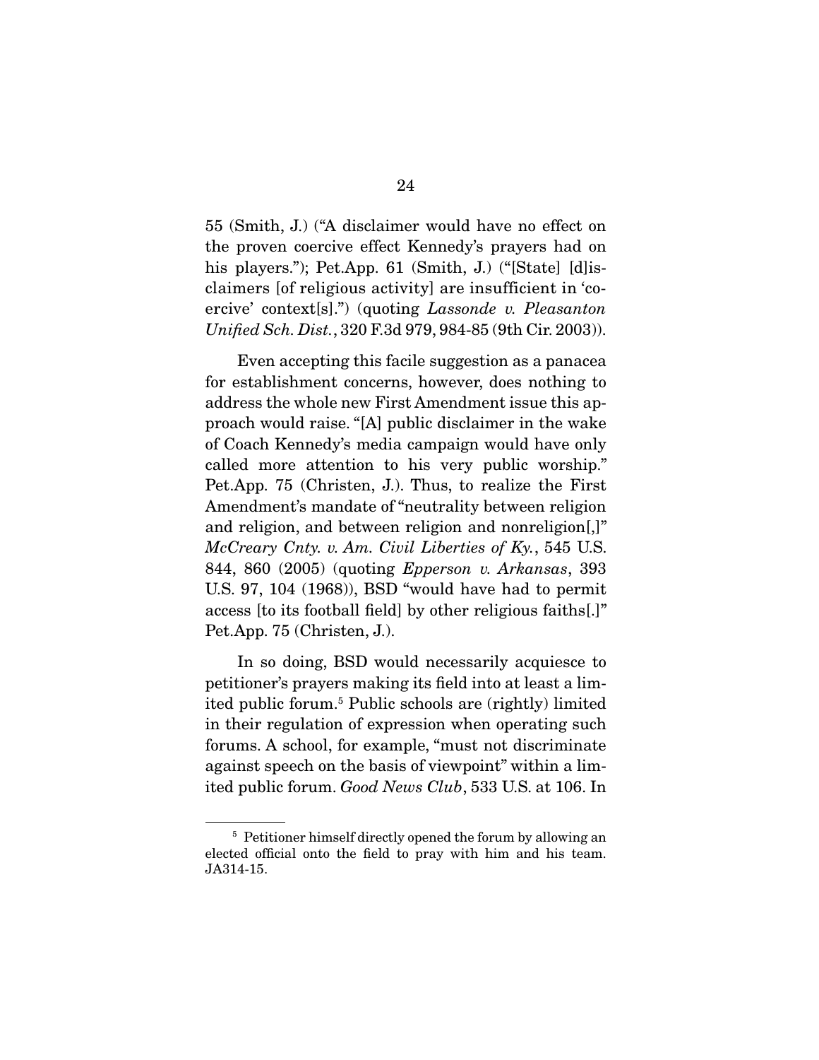55 (Smith, J.) ("A disclaimer would have no effect on the proven coercive effect Kennedy's prayers had on his players."); Pet.App. 61 (Smith, J.) ("[State] [d]isclaimers [of religious activity] are insufficient in 'coercive' context[s].") (quoting *Lassonde v. Pleasanton Unified Sch. Dist.*, 320 F.3d 979, 984-85 (9th Cir. 2003)).

Even accepting this facile suggestion as a panacea for establishment concerns, however, does nothing to address the whole new First Amendment issue this approach would raise. "[A] public disclaimer in the wake of Coach Kennedy's media campaign would have only called more attention to his very public worship." Pet.App. 75 (Christen, J.). Thus, to realize the First Amendment's mandate of "neutrality between religion and religion, and between religion and nonreligion[,]" *McCreary Cnty. v. Am. Civil Liberties of Ky.*, 545 U.S. 844, 860 (2005) (quoting *Epperson v. Arkansas*, 393 U.S. 97, 104 (1968)), BSD "would have had to permit access [to its football field] by other religious faiths[.]" Pet.App. 75 (Christen, J.).

In so doing, BSD would necessarily acquiesce to petitioner's prayers making its field into at least a limited public forum.[5] Public schools are (rightly) limited in their regulation of expression when operating such forums. A school, for example, "must not discriminate against speech on the basis of viewpoint" within a limited public forum. *Good News Club*, 533 U.S. at 106. In

[5] Petitioner himself directly opened the forum by allowing an elected official onto the field to pray with him and his team. JA314-15.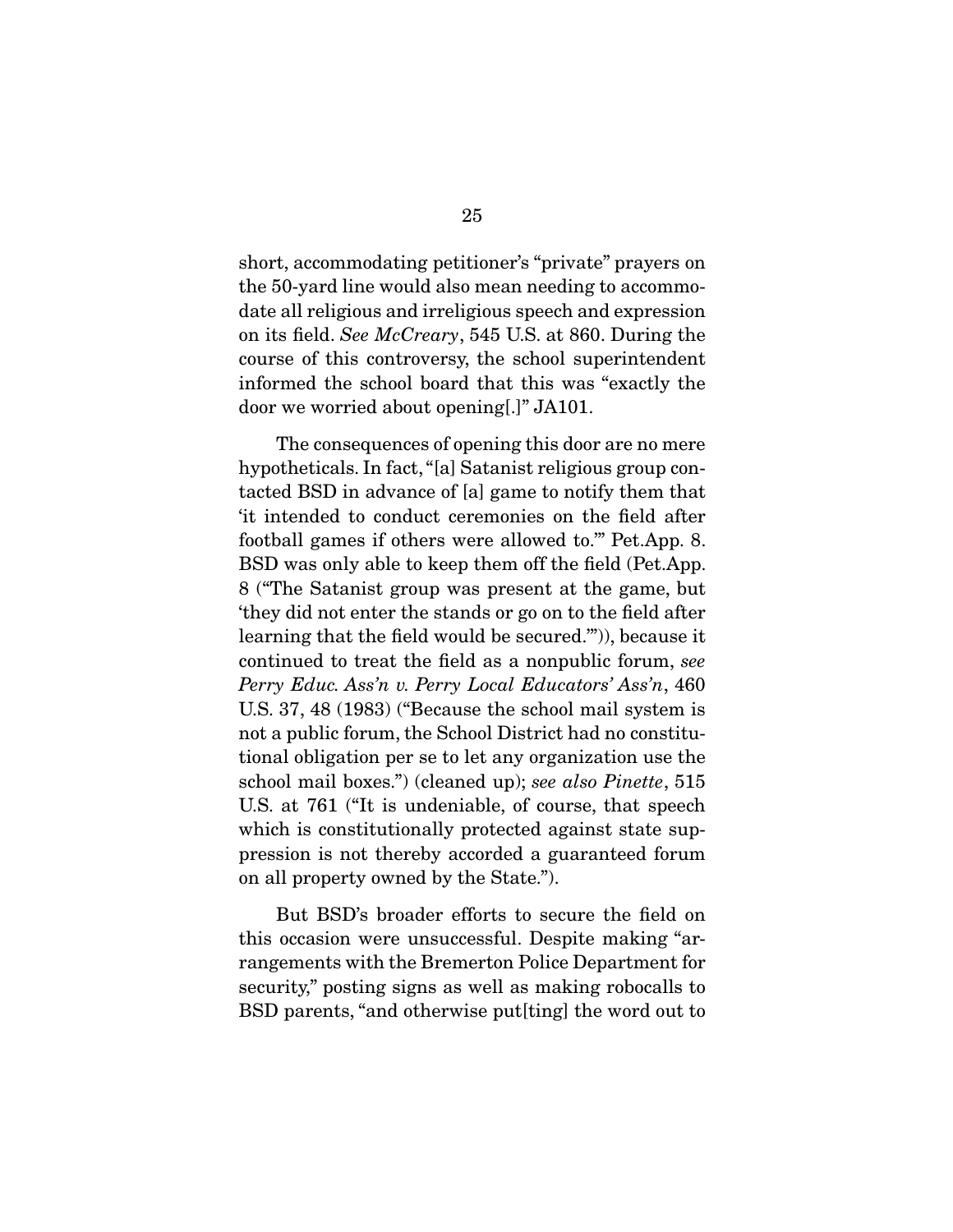short, accommodating petitioner's "private" prayers on the 50-yard line would also mean needing to accommodate all religious and irreligious speech and expression on its field. *See McCreary*, 545 U.S. at 860. During the course of this controversy, the school superintendent informed the school board that this was "exactly the door we worried about opening[.]" JA101.

The consequences of opening this door are no mere hypotheticals. In fact, "[a] Satanist religious group contacted BSD in advance of [a] game to notify them that 'it intended to conduct ceremonies on the field after football games if others were allowed to.'" Pet.App. 8. BSD was only able to keep them off the field (Pet.App. 8 ("The Satanist group was present at the game, but 'they did not enter the stands or go on to the field after learning that the field would be secured.'")), because it continued to treat the field as a nonpublic forum, *see Perry Educ. Ass'n v. Perry Local Educators' Ass'n*, 460 U.S. 37, 48 (1983) ("Because the school mail system is not a public forum, the School District had no constitutional obligation per se to let any organization use the school mail boxes.") (cleaned up); *see also Pinette*, 515 U.S. at 761 ("It is undeniable, of course, that speech which is constitutionally protected against state suppression is not thereby accorded a guaranteed forum on all property owned by the State.").

But BSD's broader efforts to secure the field on this occasion were unsuccessful. Despite making "arrangements with the Bremerton Police Department for security," posting signs as well as making robocalls to BSD parents, "and otherwise put[ting] the word out to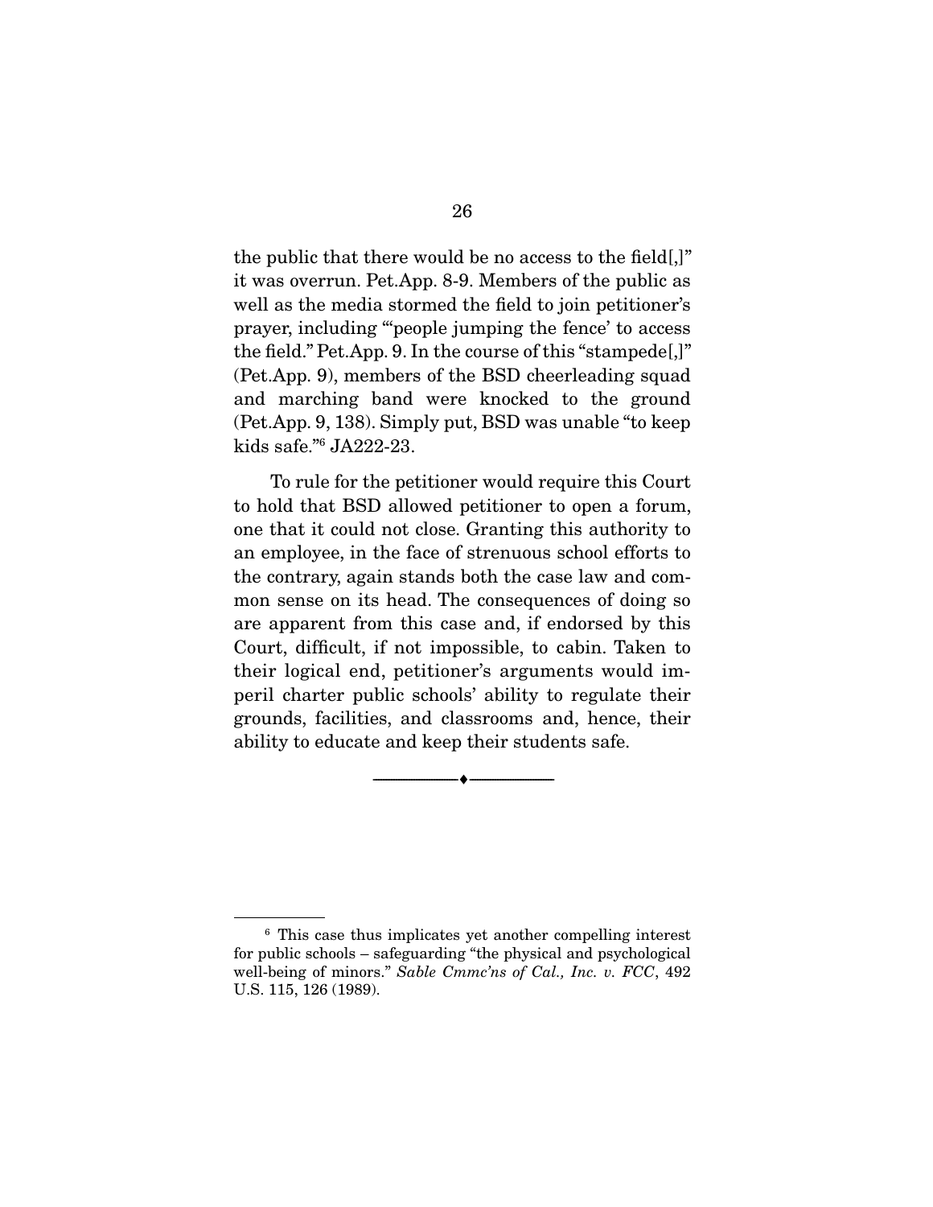the public that there would be no access to the field[,]" it was overrun. Pet.App. 8-9. Members of the public as well as the media stormed the field to join petitioner's prayer, including "'people jumping the fence' to access the field." Pet.App. 9. In the course of this "stampede[,]" (Pet.App. 9), members of the BSD cheerleading squad and marching band were knocked to the ground (Pet.App. 9, 138). Simply put, BSD was unable "to keep kids safe."[6] JA222-23.

To rule for the petitioner would require this Court to hold that BSD allowed petitioner to open a forum, one that it could not close. Granting this authority to an employee, in the face of strenuous school efforts to the contrary, again stands both the case law and common sense on its head. The consequences of doing so are apparent from this case and, if endorsed by this Court, difficult, if not impossible, to cabin. Taken to their logical end, petitioner's arguments would imperil charter public schools' ability to regulate their grounds, facilities, and classrooms and, hence, their ability to educate and keep their students safe.

---

[6] This case thus implicates yet another compelling interest for public schools – safeguarding "the physical and psychological well-being of minors." *Sable Cmmc'ns of Cal., Inc. v. FCC*, 492 U.S. 115, 126 (1989).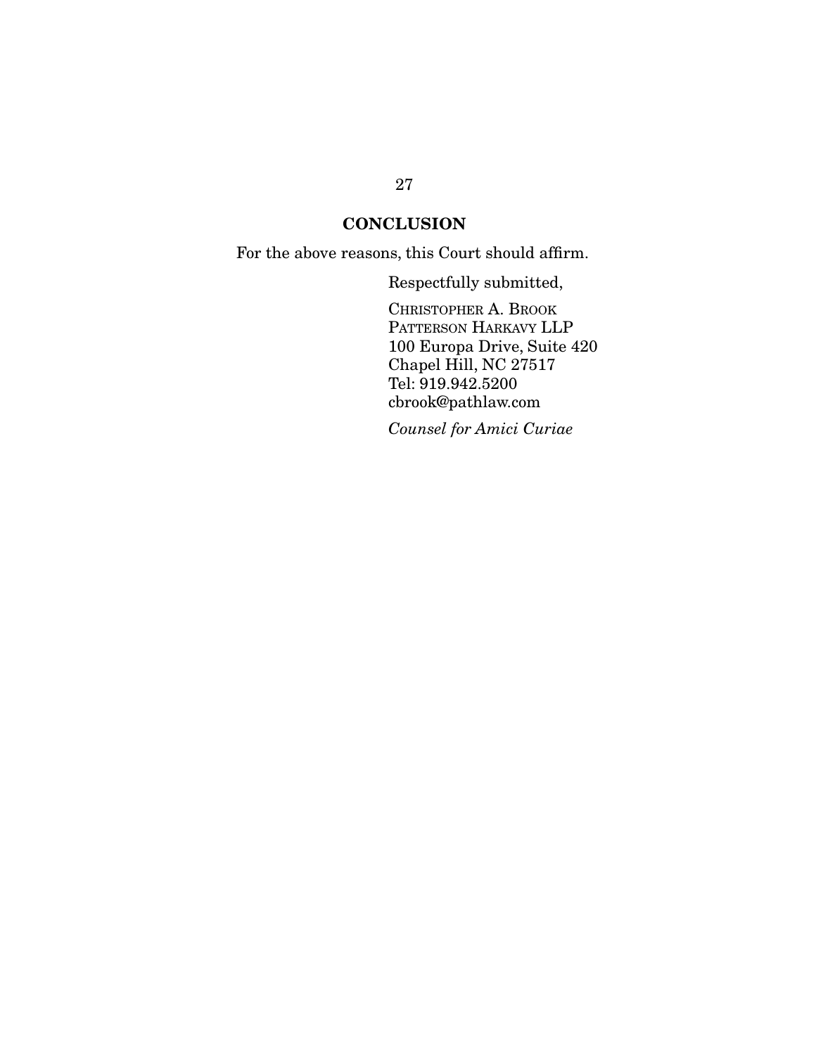## CONCLUSION

For the above reasons, this Court should affirm.

Respectfully submitted,

CHRISTOPHER A. BROOK
PATTERSON HARKAVY LLP
100 Europa Drive, Suite 420
Chapel Hill, NC 27517
Tel: 919.942.5200
cbrook@pathlaw.com

*Counsel for Amici Curiae*